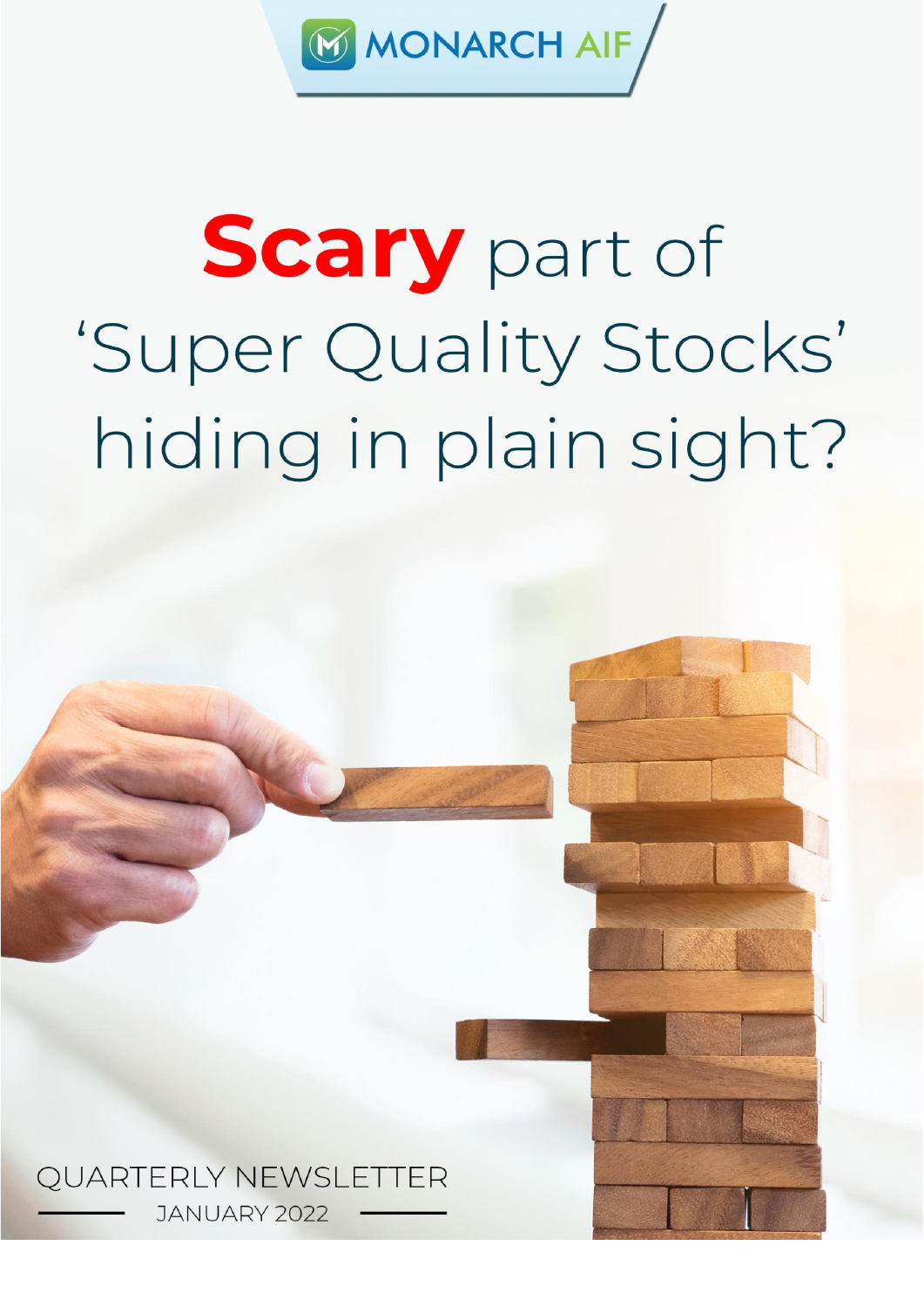MONARCH AIF

# Scary part of 'Super Quality Stocks' hiding in plain sight?

QUARTERLY NEWSLETTER

JANUARY 2022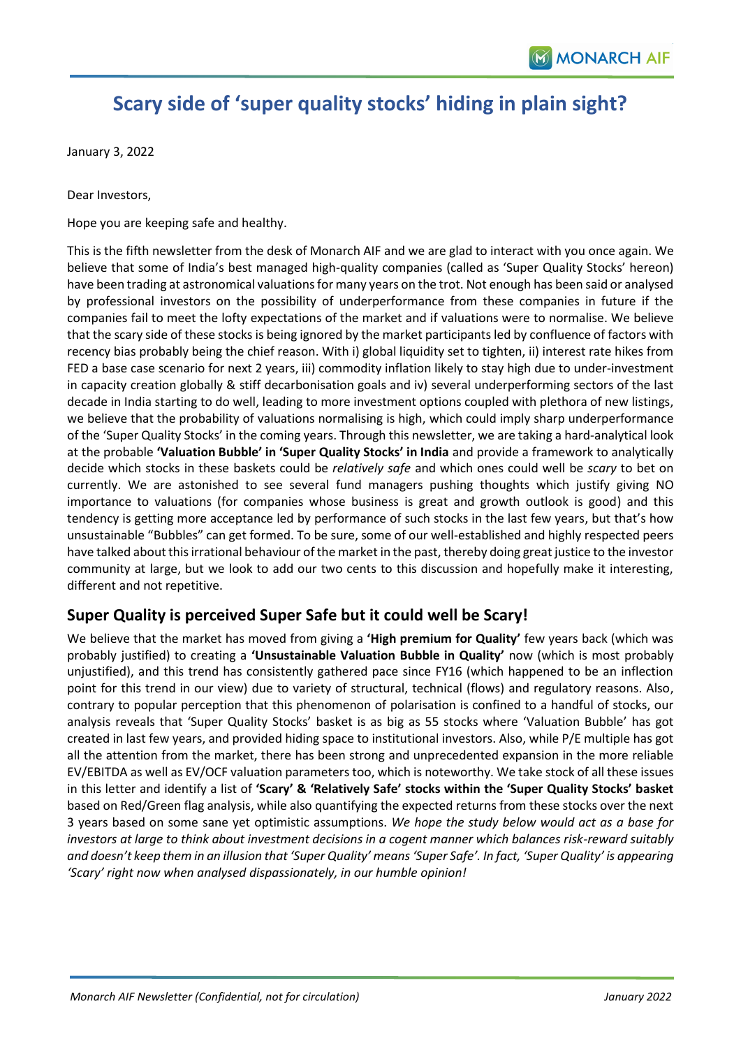# Scary side of 'super quality stocks' hiding in plain sight?

January 3, 2022

Dear Investors,

Hope you are keeping safe and healthy.

This is the fifth newsletter from the desk of Monarch AIF and we are glad to interact with you once again. We believe that some of India's best managed high-quality companies (called as 'Super Quality Stocks' hereon) have been trading at astronomical valuations for many years on the trot. Not enough has been said or analysed by professional investors on the possibility of underperformance from these companies in future if the companies fail to meet the lofty expectations of the market and if valuations were to normalise. We believe that the scary side of these stocks is being ignored by the market participants led by confluence of factors with recency bias probably being the chief reason. With i) global liquidity set to tighten, ii) interest rate hikes from FED a base case scenario for next 2 years, iii) commodity inflation likely to stay high due to under-investment in capacity creation globally & stiff decarbonisation goals and iv) several underperforming sectors of the last decade in India starting to do well, leading to more investment options coupled with plethora of new listings, we believe that the probability of valuations normalising is high, which could imply sharp underperformance of the 'Super Quality Stocks' in the coming years. Through this newsletter, we are taking a hard-analytical look at the probable **'Valuation Bubble' in 'Super Quality Stocks' in India** and provide a framework to analytically decide which stocks in these baskets could be *relatively safe* and which ones could well be *scary* to bet on currently. We are astonished to see several fund managers pushing thoughts which justify giving NO importance to valuations (for companies whose business is great and growth outlook is good) and this tendency is getting more acceptance led by performance of such stocks in the last few years, but that's how unsustainable "Bubbles" can get formed. To be sure, some of our well-established and highly respected peers have talked about this irrational behaviour of the market in the past, thereby doing great justice to the investor community at large, but we look to add our two cents to this discussion and hopefully make it interesting, different and not repetitive.

## Super Quality is perceived Super Safe but it could well be Scary!

We believe that the market has moved from giving a **'High premium for Quality'** few years back (which was probably justified) to creating a **'Unsustainable Valuation Bubble in Quality'** now (which is most probably unjustified), and this trend has consistently gathered pace since FY16 (which happened to be an inflection point for this trend in our view) due to variety of structural, technical (flows) and regulatory reasons. Also, contrary to popular perception that this phenomenon of polarisation is confined to a handful of stocks, our analysis reveals that 'Super Quality Stocks' basket is as big as 55 stocks where 'Valuation Bubble' has got created in last few years, and provided hiding space to institutional investors. Also, while P/E multiple has got all the attention from the market, there has been strong and unprecedented expansion in the more reliable EV/EBITDA as well as EV/OCF valuation parameters too, which is noteworthy. We take stock of all these issues in this letter and identify a list of **'Scary' & 'Relatively Safe' stocks within the 'Super Quality Stocks' basket** based on Red/Green flag analysis, while also quantifying the expected returns from these stocks over the next 3 years based on some sane yet optimistic assumptions. *We hope the study below would act as a base for investors at large to think about investment decisions in a cogent manner which balances risk-reward suitably and doesn't keep them in an illusion that 'Super Quality' means 'Super Safe'. In fact, 'Super Quality' is appearing 'Scary' right now when analysed dispassionately, in our humble opinion!*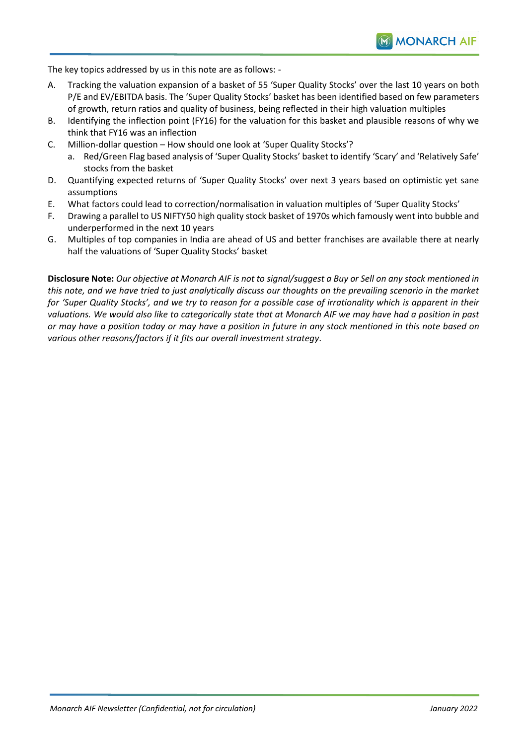The key topics addressed by us in this note are as follows: -

A. Tracking the valuation expansion of a basket of 55 'Super Quality Stocks' over the last 10 years on both P/E and EV/EBITDA basis. The 'Super Quality Stocks' basket has been identified based on few parameters of growth, return ratios and quality of business, being reflected in their high valuation multiples
B. Identifying the inflection point (FY16) for the valuation for this basket and plausible reasons of why we think that FY16 was an inflection
C. Million-dollar question – How should one look at 'Super Quality Stocks'?
    a. Red/Green Flag based analysis of 'Super Quality Stocks' basket to identify 'Scary' and 'Relatively Safe' stocks from the basket
D. Quantifying expected returns of 'Super Quality Stocks' over next 3 years based on optimistic yet sane assumptions
E. What factors could lead to correction/normalisation in valuation multiples of 'Super Quality Stocks'
F. Drawing a parallel to US NIFTY50 high quality stock basket of 1970s which famously went into bubble and underperformed in the next 10 years
G. Multiples of top companies in India are ahead of US and better franchises are available there at nearly half the valuations of 'Super Quality Stocks' basket

**Disclosure Note:** *Our objective at Monarch AIF is not to signal/suggest a Buy or Sell on any stock mentioned in this note, and we have tried to just analytically discuss our thoughts on the prevailing scenario in the market for 'Super Quality Stocks', and we try to reason for a possible case of irrationality which is apparent in their valuations. We would also like to categorically state that at Monarch AIF we may have had a position in past or may have a position today or may have a position in future in any stock mentioned in this note based on various other reasons/factors if it fits our overall investment strategy.*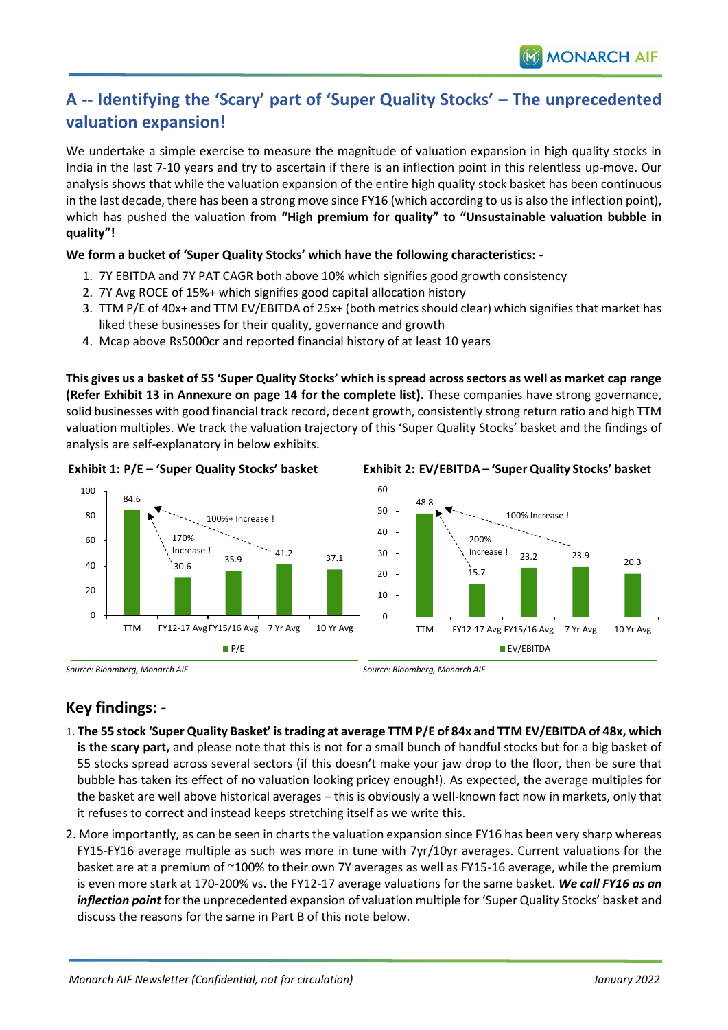## A -- Identifying the 'Scary' part of 'Super Quality Stocks' – The unprecedented valuation expansion!

We undertake a simple exercise to measure the magnitude of valuation expansion in high quality stocks in India in the last 7-10 years and try to ascertain if there is an inflection point in this relentless up-move. Our analysis shows that while the valuation expansion of the entire high quality stock basket has been continuous in the last decade, there has been a strong move since FY16 (which according to us is also the inflection point), which has pushed the valuation from **"High premium for quality"** to **"Unsustainable valuation bubble in quality"!**

**We form a bucket of 'Super Quality Stocks' which have the following characteristics: -**

1. 7Y EBITDA and 7Y PAT CAGR both above 10% which signifies good growth consistency
2. 7Y Avg ROCE of 15%+ which signifies good capital allocation history
3. TTM P/E of 40x+ and TTM EV/EBITDA of 25x+ (both metrics should clear) which signifies that market has liked these businesses for their quality, governance and growth
4. Mcap above Rs5000cr and reported financial history of at least 10 years

**This gives us a basket of 55 'Super Quality Stocks' which is spread across sectors as well as market cap range (Refer Exhibit 13 in Annexure on page 14 for the complete list).** These companies have strong governance, solid businesses with good financial track record, decent growth, consistently strong return ratio and high TTM valuation multiples. We track the valuation trajectory of this 'Super Quality Stocks' basket and the findings of analysis are self-explanatory in below exhibits.

**Exhibit 1: P/E – 'Super Quality Stocks' basket**

| | TTM | FY12-17 Avg | FY15/16 Avg | 7 Yr Avg | 10 Yr Avg |
|---|---|---|---|---|---|
| P/E | 84.6 | 30.6 | 35.9 | 41.2 | 37.1 |

Annotations: 170% Increase ! (TTM vs FY12-17 Avg); 100%+ Increase ! (TTM vs 7 Yr Avg)

*Source: Bloomberg, Monarch AIF*

**Exhibit 2: EV/EBITDA – 'Super Quality Stocks' basket**

| | TTM | FY12-17 Avg | FY15/16 Avg | 7 Yr Avg | 10 Yr Avg |
|---|---|---|---|---|---|
| EV/EBITDA | 48.8 | 15.7 | 23.2 | 23.9 | 20.3 |

Annotations: 200% Increase ! (TTM vs FY12-17 Avg); 100% Increase ! (TTM vs 7 Yr Avg)

*Source: Bloomberg, Monarch AIF*

## Key findings: -

1. **The 55 stock 'Super Quality Basket' is trading at average TTM P/E of 84x and TTM EV/EBITDA of 48x, which is the scary part,** and please note that this is not for a small bunch of handful stocks but for a big basket of 55 stocks spread across several sectors (if this doesn't make your jaw drop to the floor, then be sure that bubble has taken its effect of no valuation looking pricey enough!). As expected, the average multiples for the basket are well above historical averages – this is obviously a well-known fact now in markets, only that it refuses to correct and instead keeps stretching itself as we write this.
2. More importantly, as can be seen in charts the valuation expansion since FY16 has been very sharp whereas FY15-FY16 average multiple as such was more in tune with 7yr/10yr averages. Current valuations for the basket are at a premium of ~100% to their own 7Y averages as well as FY15-16 average, while the premium is even more stark at 170-200% vs. the FY12-17 average valuations for the same basket. ***We call FY16 as an inflection point*** for the unprecedented expansion of valuation multiple for 'Super Quality Stocks' basket and discuss the reasons for the same in Part B of this note below.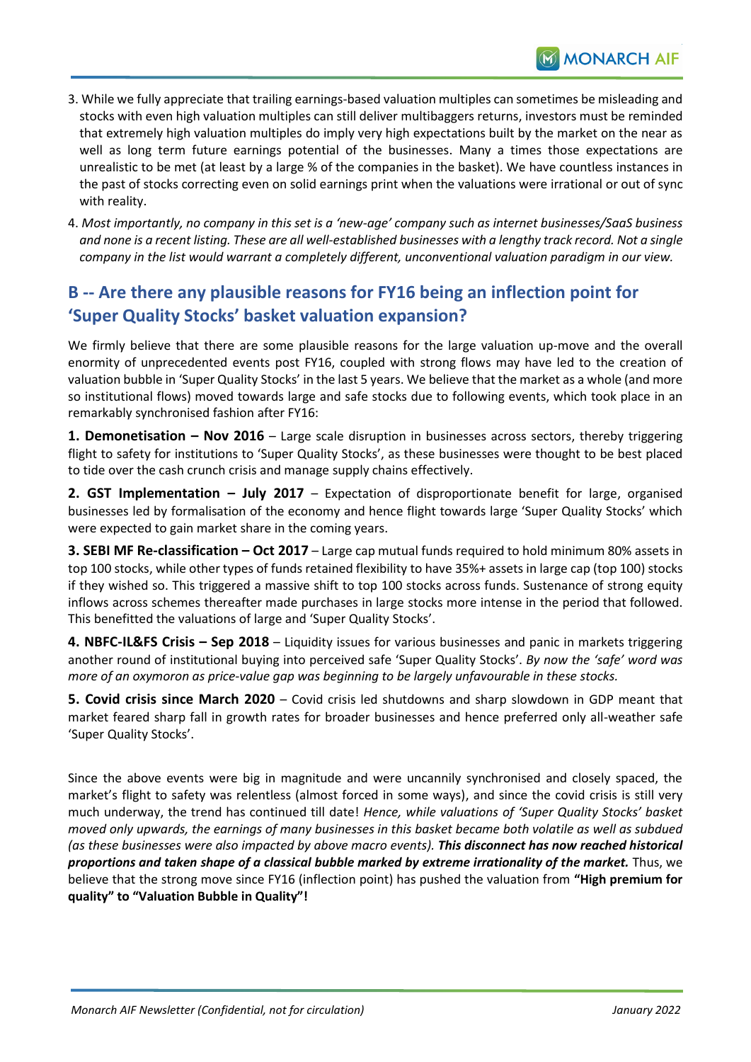3. While we fully appreciate that trailing earnings-based valuation multiples can sometimes be misleading and stocks with even high valuation multiples can still deliver multibaggers returns, investors must be reminded that extremely high valuation multiples do imply very high expectations built by the market on the near as well as long term future earnings potential of the businesses. Many a times those expectations are unrealistic to be met (at least by a large % of the companies in the basket). We have countless instances in the past of stocks correcting even on solid earnings print when the valuations were irrational or out of sync with reality.
4. *Most importantly, no company in this set is a 'new-age' company such as internet businesses/SaaS business and none is a recent listing. These are all well-established businesses with a lengthy track record. Not a single company in the list would warrant a completely different, unconventional valuation paradigm in our view.*

## B -- Are there any plausible reasons for FY16 being an inflection point for 'Super Quality Stocks' basket valuation expansion?

We firmly believe that there are some plausible reasons for the large valuation up-move and the overall enormity of unprecedented events post FY16, coupled with strong flows may have led to the creation of valuation bubble in 'Super Quality Stocks' in the last 5 years. We believe that the market as a whole (and more so institutional flows) moved towards large and safe stocks due to following events, which took place in an remarkably synchronised fashion after FY16:

**1. Demonetisation – Nov 2016** – Large scale disruption in businesses across sectors, thereby triggering flight to safety for institutions to 'Super Quality Stocks', as these businesses were thought to be best placed to tide over the cash crunch crisis and manage supply chains effectively.

**2. GST Implementation – July 2017** – Expectation of disproportionate benefit for large, organised businesses led by formalisation of the economy and hence flight towards large 'Super Quality Stocks' which were expected to gain market share in the coming years.

**3. SEBI MF Re-classification – Oct 2017** – Large cap mutual funds required to hold minimum 80% assets in top 100 stocks, while other types of funds retained flexibility to have 35%+ assets in large cap (top 100) stocks if they wished so. This triggered a massive shift to top 100 stocks across funds. Sustenance of strong equity inflows across schemes thereafter made purchases in large stocks more intense in the period that followed. This benefitted the valuations of large and 'Super Quality Stocks'.

**4. NBFC-IL&FS Crisis – Sep 2018** – Liquidity issues for various businesses and panic in markets triggering another round of institutional buying into perceived safe 'Super Quality Stocks'. *By now the 'safe' word was more of an oxymoron as price-value gap was beginning to be largely unfavourable in these stocks.*

**5. Covid crisis since March 2020** – Covid crisis led shutdowns and sharp slowdown in GDP meant that market feared sharp fall in growth rates for broader businesses and hence preferred only all-weather safe 'Super Quality Stocks'.

Since the above events were big in magnitude and were uncannily synchronised and closely spaced, the market's flight to safety was relentless (almost forced in some ways), and since the covid crisis is still very much underway, the trend has continued till date! *Hence, while valuations of 'Super Quality Stocks' basket moved only upwards, the earnings of many businesses in this basket became both volatile as well as subdued (as these businesses were also impacted by above macro events).* ***This disconnect has now reached historical proportions and taken shape of a classical bubble marked by extreme irrationality of the market.*** Thus, we believe that the strong move since FY16 (inflection point) has pushed the valuation from **"High premium for quality" to "Valuation Bubble in Quality"!**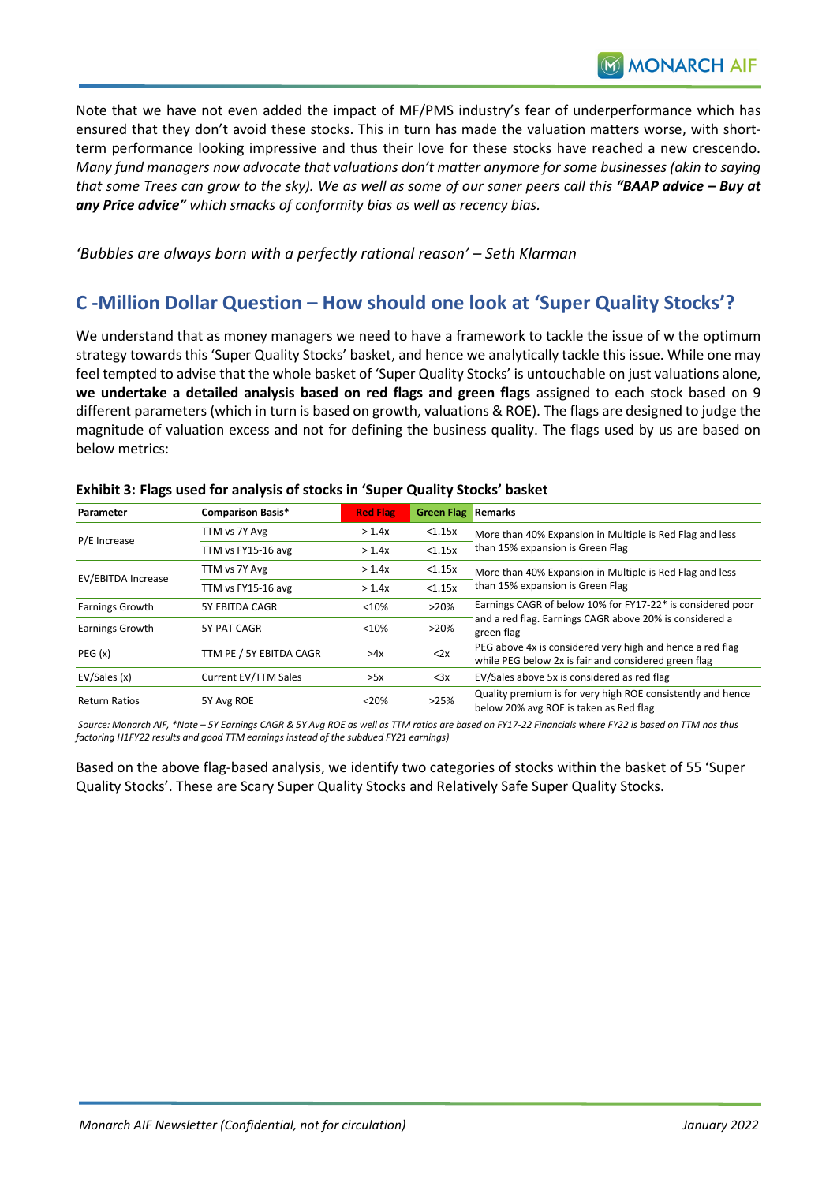Note that we have not even added the impact of MF/PMS industry's fear of underperformance which has ensured that they don't avoid these stocks. This in turn has made the valuation matters worse, with short-term performance looking impressive and thus their love for these stocks have reached a new crescendo. *Many fund managers now advocate that valuations don't matter anymore for some businesses (akin to saying that some Trees can grow to the sky). We as well as some of our saner peers call this **"BAAP advice – Buy at any Price advice"** which smacks of conformity bias as well as recency bias.*

*'Bubbles are always born with a perfectly rational reason' – Seth Klarman*

## C -Million Dollar Question – How should one look at 'Super Quality Stocks'?

We understand that as money managers we need to have a framework to tackle the issue of w the optimum strategy towards this 'Super Quality Stocks' basket, and hence we analytically tackle this issue. While one may feel tempted to advise that the whole basket of 'Super Quality Stocks' is untouchable on just valuations alone, **we undertake a detailed analysis based on red flags and green flags** assigned to each stock based on 9 different parameters (which in turn is based on growth, valuations & ROE). The flags are designed to judge the magnitude of valuation excess and not for defining the business quality. The flags used by us are based on below metrics:

**Exhibit 3: Flags used for analysis of stocks in 'Super Quality Stocks' basket**

| Parameter | Comparison Basis* | Red Flag | Green Flag | Remarks |
|---|---|---|---|---|
| P/E Increase | TTM vs 7Y Avg | > 1.4x | <1.15x | More than 40% Expansion in Multiple is Red Flag and less than 15% expansion is Green Flag |
| | TTM vs FY15-16 avg | > 1.4x | <1.15x | |
| EV/EBITDA Increase | TTM vs 7Y Avg | > 1.4x | <1.15x | More than 40% Expansion in Multiple is Red Flag and less than 15% expansion is Green Flag |
| | TTM vs FY15-16 avg | > 1.4x | <1.15x | |
| Earnings Growth | 5Y EBITDA CAGR | <10% | >20% | Earnings CAGR of below 10% for FY17-22* is considered poor and a red flag. Earnings CAGR above 20% is considered a green flag |
| Earnings Growth | 5Y PAT CAGR | <10% | >20% | |
| PEG (x) | TTM PE / 5Y EBITDA CAGR | >4x | <2x | PEG above 4x is considered very high and hence a red flag while PEG below 2x is fair and considered green flag |
| EV/Sales (x) | Current EV/TTM Sales | >5x | <3x | EV/Sales above 5x is considered as red flag |
| Return Ratios | 5Y Avg ROE | <20% | >25% | Quality premium is for very high ROE consistently and hence below 20% avg ROE is taken as Red flag |

*Source: Monarch AIF, \*Note – 5Y Earnings CAGR & 5Y Avg ROE as well as TTM ratios are based on FY17-22 Financials where FY22 is based on TTM nos thus factoring H1FY22 results and good TTM earnings instead of the subdued FY21 earnings)*

Based on the above flag-based analysis, we identify two categories of stocks within the basket of 55 'Super Quality Stocks'. These are Scary Super Quality Stocks and Relatively Safe Super Quality Stocks.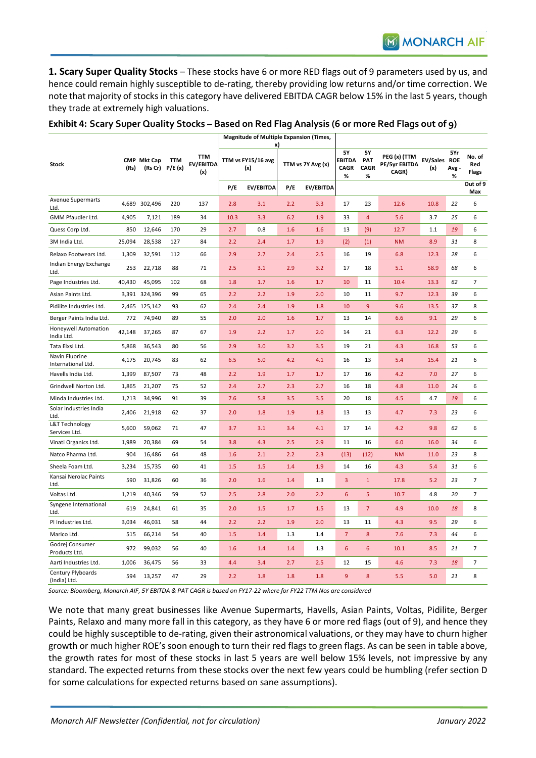**1. Scary Super Quality Stocks** – These stocks have 6 or more RED flags out of 9 parameters used by us, and hence could remain highly susceptible to de-rating, thereby providing low returns and/or time correction. We note that majority of stocks in this category have delivered EBITDA CAGR below 15% in the last 5 years, though they trade at extremely high valuations.

**Exhibit 4: Scary Super Quality Stocks – Based on Red Flag Analysis (6 or more Red Flags out of 9)**

| Stock | CMP (Rs) | Mkt Cap (Rs Cr) | TTM P/E (x) | TTM EV/EBITDA (x) | Magnitude of Multiple Expansion (Times, x) | | | | 5Y EBITDA CAGR % | 5Y PAT CAGR % | PEG (x) (TTM PE/5yr EBITDA CAGR) | EV/Sales (x) | 5Yr ROE Avg - % | No. of Red Flags |
|---|---|---|---|---|---|---|---|---|---|---|---|---|---|---|
| | | | | | TTM vs FY15/16 avg (x) | | TTM vs 7Y Avg (x) | | | | | | | |
| | | | | | P/E | EV/EBITDA | P/E | EV/EBITDA | | | | | | Out of 9 Max |
| Avenue Supermarts Ltd. | 4,689 | 302,496 | 220 | 137 | 2.8 | 3.1 | 2.2 | 3.3 | 17 | 23 | 12.6 | 10.8 | 22 | 6 |
| GMM Pfaudler Ltd. | 4,905 | 7,121 | 189 | 34 | 10.3 | 3.3 | 6.2 | 1.9 | 33 | 4 | 5.6 | 3.7 | 25 | 6 |
| Quess Corp Ltd. | 850 | 12,646 | 170 | 29 | 2.7 | 0.8 | 1.6 | 1.6 | 13 | (9) | 12.7 | 1.1 | 19 | 6 |
| 3M India Ltd. | 25,094 | 28,538 | 127 | 84 | 2.2 | 2.4 | 1.7 | 1.9 | (2) | (1) | NM | 8.9 | 31 | 8 |
| Relaxo Footwears Ltd. | 1,309 | 32,591 | 112 | 66 | 2.9 | 2.7 | 2.4 | 2.5 | 16 | 19 | 6.8 | 12.3 | 28 | 6 |
| Indian Energy Exchange Ltd. | 253 | 22,718 | 88 | 71 | 2.5 | 3.1 | 2.9 | 3.2 | 17 | 18 | 5.1 | 58.9 | 68 | 6 |
| Page Industries Ltd. | 40,430 | 45,095 | 102 | 68 | 1.8 | 1.7 | 1.6 | 1.7 | 10 | 11 | 10.4 | 13.3 | 62 | 7 |
| Asian Paints Ltd. | 3,391 | 324,396 | 99 | 65 | 2.2 | 2.2 | 1.9 | 2.0 | 10 | 11 | 9.7 | 12.3 | 39 | 6 |
| Pidilite Industries Ltd. | 2,465 | 125,142 | 93 | 62 | 2.4 | 2.4 | 1.9 | 1.8 | 10 | 9 | 9.6 | 13.5 | 37 | 8 |
| Berger Paints India Ltd. | 772 | 74,940 | 89 | 55 | 2.0 | 2.0 | 1.6 | 1.7 | 13 | 14 | 6.6 | 9.1 | 29 | 6 |
| Honeywell Automation India Ltd. | 42,148 | 37,265 | 87 | 67 | 1.9 | 2.2 | 1.7 | 2.0 | 14 | 21 | 6.3 | 12.2 | 29 | 6 |
| Tata Elxsi Ltd. | 5,868 | 36,543 | 80 | 56 | 2.9 | 3.0 | 3.2 | 3.5 | 19 | 21 | 4.3 | 16.8 | 53 | 6 |
| Navin Fluorine International Ltd. | 4,175 | 20,745 | 83 | 62 | 6.5 | 5.0 | 4.2 | 4.1 | 16 | 13 | 5.4 | 15.4 | 21 | 6 |
| Havells India Ltd. | 1,399 | 87,507 | 73 | 48 | 2.2 | 1.9 | 1.7 | 1.7 | 17 | 16 | 4.2 | 7.0 | 27 | 6 |
| Grindwell Norton Ltd. | 1,865 | 21,207 | 75 | 52 | 2.4 | 2.7 | 2.3 | 2.7 | 16 | 18 | 4.8 | 11.0 | 24 | 6 |
| Minda Industries Ltd. | 1,213 | 34,996 | 91 | 39 | 7.6 | 5.8 | 3.5 | 3.5 | 20 | 18 | 4.5 | 4.7 | 19 | 6 |
| Solar Industries India Ltd. | 2,406 | 21,918 | 62 | 37 | 2.0 | 1.8 | 1.9 | 1.8 | 13 | 13 | 4.7 | 7.3 | 23 | 6 |
| L&T Technology Services Ltd. | 5,600 | 59,062 | 71 | 47 | 3.7 | 3.1 | 3.4 | 4.1 | 17 | 14 | 4.2 | 9.8 | 62 | 6 |
| Vinati Organics Ltd. | 1,989 | 20,384 | 69 | 54 | 3.8 | 4.3 | 2.5 | 2.9 | 11 | 16 | 6.0 | 16.0 | 34 | 6 |
| Natco Pharma Ltd. | 904 | 16,486 | 64 | 48 | 1.6 | 2.1 | 2.2 | 2.3 | (13) | (12) | NM | 11.0 | 23 | 8 |
| Sheela Foam Ltd. | 3,234 | 15,735 | 60 | 41 | 1.5 | 1.5 | 1.4 | 1.9 | 14 | 16 | 4.3 | 5.4 | 31 | 6 |
| Kansai Nerolac Paints Ltd. | 590 | 31,826 | 60 | 36 | 2.0 | 1.6 | 1.4 | 1.3 | 3 | 1 | 17.8 | 5.2 | 23 | 7 |
| Voltas Ltd. | 1,219 | 40,346 | 59 | 52 | 2.5 | 2.8 | 2.0 | 2.2 | 6 | 5 | 10.7 | 4.8 | 20 | 7 |
| Syngene International Ltd. | 619 | 24,841 | 61 | 35 | 2.0 | 1.5 | 1.7 | 1.5 | 13 | 7 | 4.9 | 10.0 | 18 | 8 |
| PI Industries Ltd. | 3,034 | 46,031 | 58 | 44 | 2.2 | 2.2 | 1.9 | 2.0 | 13 | 11 | 4.3 | 9.5 | 29 | 6 |
| Marico Ltd. | 515 | 66,214 | 54 | 40 | 1.5 | 1.4 | 1.3 | 1.4 | 7 | 8 | 7.6 | 7.3 | 44 | 6 |
| Godrej Consumer Products Ltd. | 972 | 99,032 | 56 | 40 | 1.6 | 1.4 | 1.4 | 1.3 | 6 | 6 | 10.1 | 8.5 | 21 | 7 |
| Aarti Industries Ltd. | 1,006 | 36,475 | 56 | 33 | 4.4 | 3.4 | 2.7 | 2.5 | 12 | 15 | 4.6 | 7.3 | 18 | 7 |
| Century Plyboards (India) Ltd. | 594 | 13,257 | 47 | 29 | 2.2 | 1.8 | 1.8 | 1.8 | 9 | 8 | 5.5 | 5.0 | 21 | 8 |

*Source: Bloomberg, Monarch AIF, 5Y EBITDA & PAT CAGR is based on FY17-22 where for FY22 TTM Nos are considered*

We note that many great businesses like Avenue Supermarts, Havells, Asian Paints, Voltas, Pidilite, Berger Paints, Relaxo and many more fall in this category, as they have 6 or more red flags (out of 9), and hence they could be highly susceptible to de-rating, given their astronomical valuations, or they may have to churn higher growth or much higher ROE's soon enough to turn their red flags to green flags. As can be seen in table above, the growth rates for most of these stocks in last 5 years are well below 15% levels, not impressive by any standard. The expected returns from these stocks over the next few years could be humbling (refer section D for some calculations for expected returns based on sane assumptions).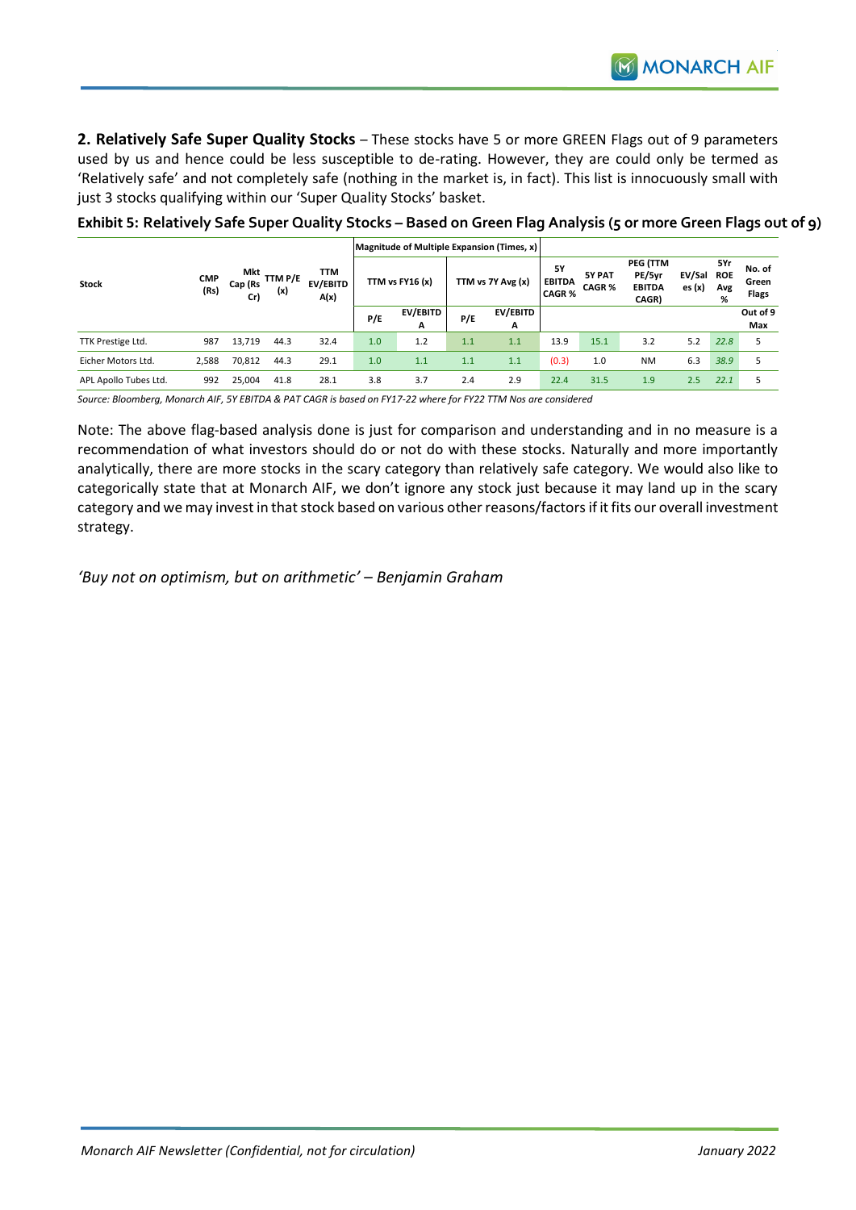**2. Relatively Safe Super Quality Stocks** – These stocks have 5 or more GREEN Flags out of 9 parameters used by us and hence could be less susceptible to de-rating. However, they are could only be termed as 'Relatively safe' and not completely safe (nothing in the market is, in fact). This list is innocuously small with just 3 stocks qualifying within our 'Super Quality Stocks' basket.

**Exhibit 5: Relatively Safe Super Quality Stocks – Based on Green Flag Analysis (5 or more Green Flags out of 9)**

| Stock | CMP (Rs) | Mkt Cap (Rs Cr) | TTM P/E (x) | TTM EV/EBITDA(x) | Magnitude of Multiple Expansion (Times, x) | | | | 5Y EBITDA CAGR % | 5Y PAT CAGR % | PEG (TTM PE/5yr EBITDA CAGR) | EV/Sales (x) | 5Yr ROE Avg % | No. of Green Flags |
|---|---|---|---|---|---|---|---|---|---|---|---|---|---|---|
| | | | | | TTM vs FY16 (x) | | TTM vs 7Y Avg (x) | | | | | | | |
| | | | | | P/E | EV/EBITDA | P/E | EV/EBITDA | | | | | | Out of 9 Max |
| TTK Prestige Ltd. | 987 | 13,719 | 44.3 | 32.4 | 1.0 | 1.2 | 1.1 | 1.1 | 13.9 | 15.1 | 3.2 | 5.2 | 22.8 | 5 |
| Eicher Motors Ltd. | 2,588 | 70,812 | 44.3 | 29.1 | 1.0 | 1.1 | 1.1 | 1.1 | (0.3) | 1.0 | NM | 6.3 | 38.9 | 5 |
| APL Apollo Tubes Ltd. | 992 | 25,004 | 41.8 | 28.1 | 3.8 | 3.7 | 2.4 | 2.9 | 22.4 | 31.5 | 1.9 | 2.5 | 22.1 | 5 |

*Source: Bloomberg, Monarch AIF, 5Y EBITDA & PAT CAGR is based on FY17-22 where for FY22 TTM Nos are considered*

Note: The above flag-based analysis done is just for comparison and understanding and in no measure is a recommendation of what investors should do or not do with these stocks. Naturally and more importantly analytically, there are more stocks in the scary category than relatively safe category. We would also like to categorically state that at Monarch AIF, we don't ignore any stock just because it may land up in the scary category and we may invest in that stock based on various other reasons/factors if it fits our overall investment strategy.

*'Buy not on optimism, but on arithmetic' – Benjamin Graham*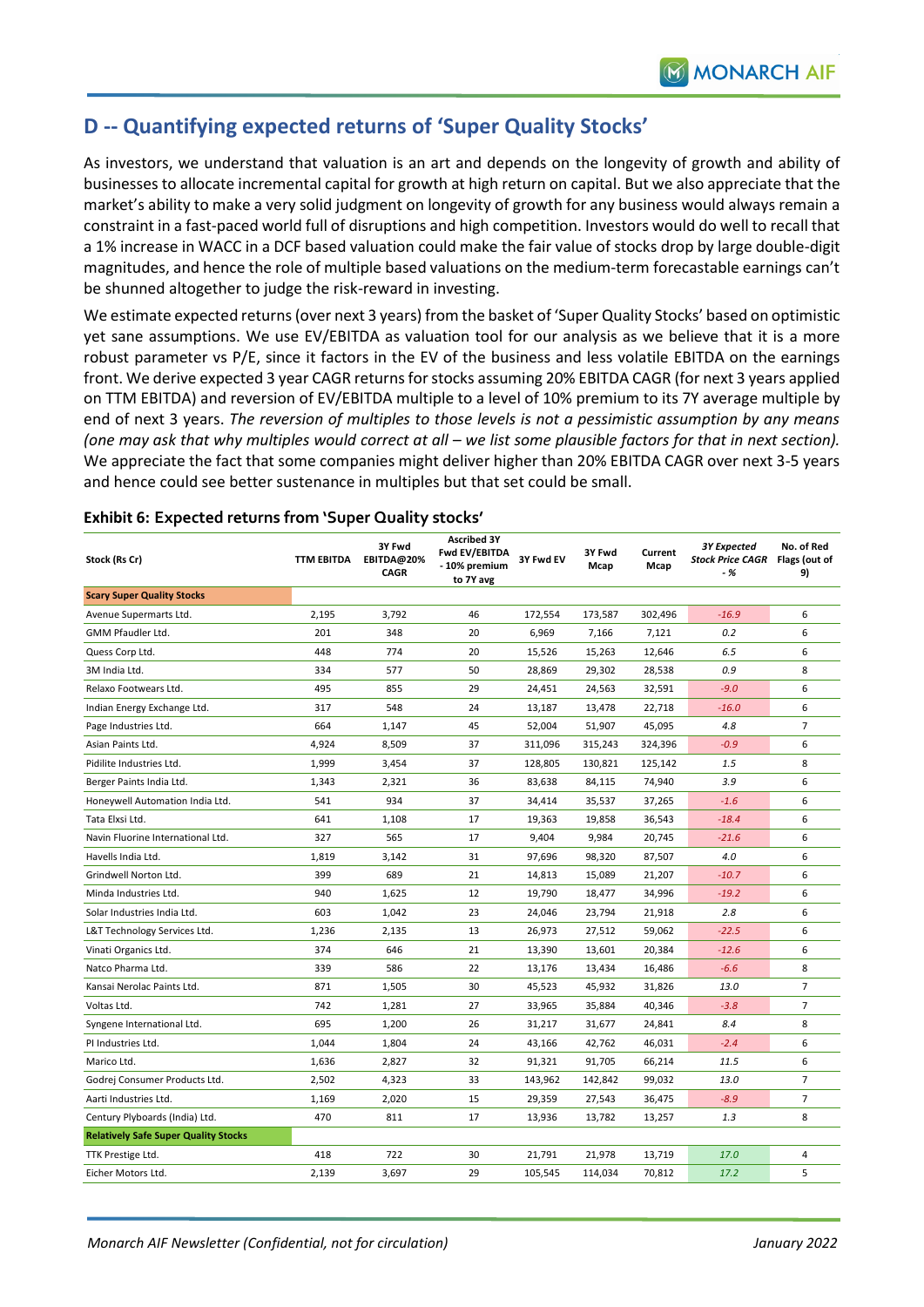## D -- Quantifying expected returns of 'Super Quality Stocks'

As investors, we understand that valuation is an art and depends on the longevity of growth and ability of businesses to allocate incremental capital for growth at high return on capital. But we also appreciate that the market's ability to make a very solid judgment on longevity of growth for any business would always remain a constraint in a fast-paced world full of disruptions and high competition. Investors would do well to recall that a 1% increase in WACC in a DCF based valuation could make the fair value of stocks drop by large double-digit magnitudes, and hence the role of multiple based valuations on the medium-term forecastable earnings can't be shunned altogether to judge the risk-reward in investing.

We estimate expected returns (over next 3 years) from the basket of 'Super Quality Stocks' based on optimistic yet sane assumptions. We use EV/EBITDA as valuation tool for our analysis as we believe that it is a more robust parameter vs P/E, since it factors in the EV of the business and less volatile EBITDA on the earnings front. We derive expected 3 year CAGR returns for stocks assuming 20% EBITDA CAGR (for next 3 years applied on TTM EBITDA) and reversion of EV/EBITDA multiple to a level of 10% premium to its 7Y average multiple by end of next 3 years. *The reversion of multiples to those levels is not a pessimistic assumption by any means (one may ask that why multiples would correct at all – we list some plausible factors for that in next section).* We appreciate the fact that some companies might deliver higher than 20% EBITDA CAGR over next 3-5 years and hence could see better sustenance in multiples but that set could be small.

**Exhibit 6: Expected returns from 'Super Quality stocks'**

| Stock (Rs Cr) | TTM EBITDA | 3Y Fwd EBITDA@20% CAGR | Ascribed 3Y Fwd EV/EBITDA - 10% premium to 7Y avg | 3Y Fwd EV | 3Y Fwd Mcap | Current Mcap | *3Y Expected Stock Price CAGR - %* | No. of Red Flags (out of 9) |
|---|---|---|---|---|---|---|---|---|
| **Scary Super Quality Stocks** | | | | | | | | |
| Avenue Supermarts Ltd. | 2,195 | 3,792 | 46 | 172,554 | 173,587 | 302,496 | *-16.9* | 6 |
| GMM Pfaudler Ltd. | 201 | 348 | 20 | 6,969 | 7,166 | 7,121 | *0.2* | 6 |
| Quess Corp Ltd. | 448 | 774 | 20 | 15,526 | 15,263 | 12,646 | *6.5* | 6 |
| 3M India Ltd. | 334 | 577 | 50 | 28,869 | 29,302 | 28,538 | *0.9* | 8 |
| Relaxo Footwears Ltd. | 495 | 855 | 29 | 24,451 | 24,563 | 32,591 | *-9.0* | 6 |
| Indian Energy Exchange Ltd. | 317 | 548 | 24 | 13,187 | 13,478 | 22,718 | *-16.0* | 6 |
| Page Industries Ltd. | 664 | 1,147 | 45 | 52,004 | 51,907 | 45,095 | *4.8* | 7 |
| Asian Paints Ltd. | 4,924 | 8,509 | 37 | 311,096 | 315,243 | 324,396 | *-0.9* | 6 |
| Pidilite Industries Ltd. | 1,999 | 3,454 | 37 | 128,805 | 130,821 | 125,142 | *1.5* | 8 |
| Berger Paints India Ltd. | 1,343 | 2,321 | 36 | 83,638 | 84,115 | 74,940 | *3.9* | 6 |
| Honeywell Automation India Ltd. | 541 | 934 | 37 | 34,414 | 35,537 | 37,265 | *-1.6* | 6 |
| Tata Elxsi Ltd. | 641 | 1,108 | 17 | 19,363 | 19,858 | 36,543 | *-18.4* | 6 |
| Navin Fluorine International Ltd. | 327 | 565 | 17 | 9,404 | 9,984 | 20,745 | *-21.6* | 6 |
| Havells India Ltd. | 1,819 | 3,142 | 31 | 97,696 | 98,320 | 87,507 | *4.0* | 6 |
| Grindwell Norton Ltd. | 399 | 689 | 21 | 14,813 | 15,089 | 21,207 | *-10.7* | 6 |
| Minda Industries Ltd. | 940 | 1,625 | 12 | 19,790 | 18,477 | 34,996 | *-19.2* | 6 |
| Solar Industries India Ltd. | 603 | 1,042 | 23 | 24,046 | 23,794 | 21,918 | *2.8* | 6 |
| L&T Technology Services Ltd. | 1,236 | 2,135 | 13 | 26,973 | 27,512 | 59,062 | *-22.5* | 6 |
| Vinati Organics Ltd. | 374 | 646 | 21 | 13,390 | 13,601 | 20,384 | *-12.6* | 6 |
| Natco Pharma Ltd. | 339 | 586 | 22 | 13,176 | 13,434 | 16,486 | *-6.6* | 8 |
| Kansai Nerolac Paints Ltd. | 871 | 1,505 | 30 | 45,523 | 45,932 | 31,826 | *13.0* | 7 |
| Voltas Ltd. | 742 | 1,281 | 27 | 33,965 | 35,884 | 40,346 | *-3.8* | 7 |
| Syngene International Ltd. | 695 | 1,200 | 26 | 31,217 | 31,677 | 24,841 | *8.4* | 8 |
| PI Industries Ltd. | 1,044 | 1,804 | 24 | 43,166 | 42,762 | 46,031 | *-2.4* | 6 |
| Marico Ltd. | 1,636 | 2,827 | 32 | 91,321 | 91,705 | 66,214 | *11.5* | 6 |
| Godrej Consumer Products Ltd. | 2,502 | 4,323 | 33 | 143,962 | 142,842 | 99,032 | *13.0* | 7 |
| Aarti Industries Ltd. | 1,169 | 2,020 | 15 | 29,359 | 27,543 | 36,475 | *-8.9* | 7 |
| Century Plyboards (India) Ltd. | 470 | 811 | 17 | 13,936 | 13,782 | 13,257 | *1.3* | 8 |
| **Relatively Safe Super Quality Stocks** | | | | | | | | |
| TTK Prestige Ltd. | 418 | 722 | 30 | 21,791 | 21,978 | 13,719 | *17.0* | 4 |
| Eicher Motors Ltd. | 2,139 | 3,697 | 29 | 105,545 | 114,034 | 70,812 | *17.2* | 5 |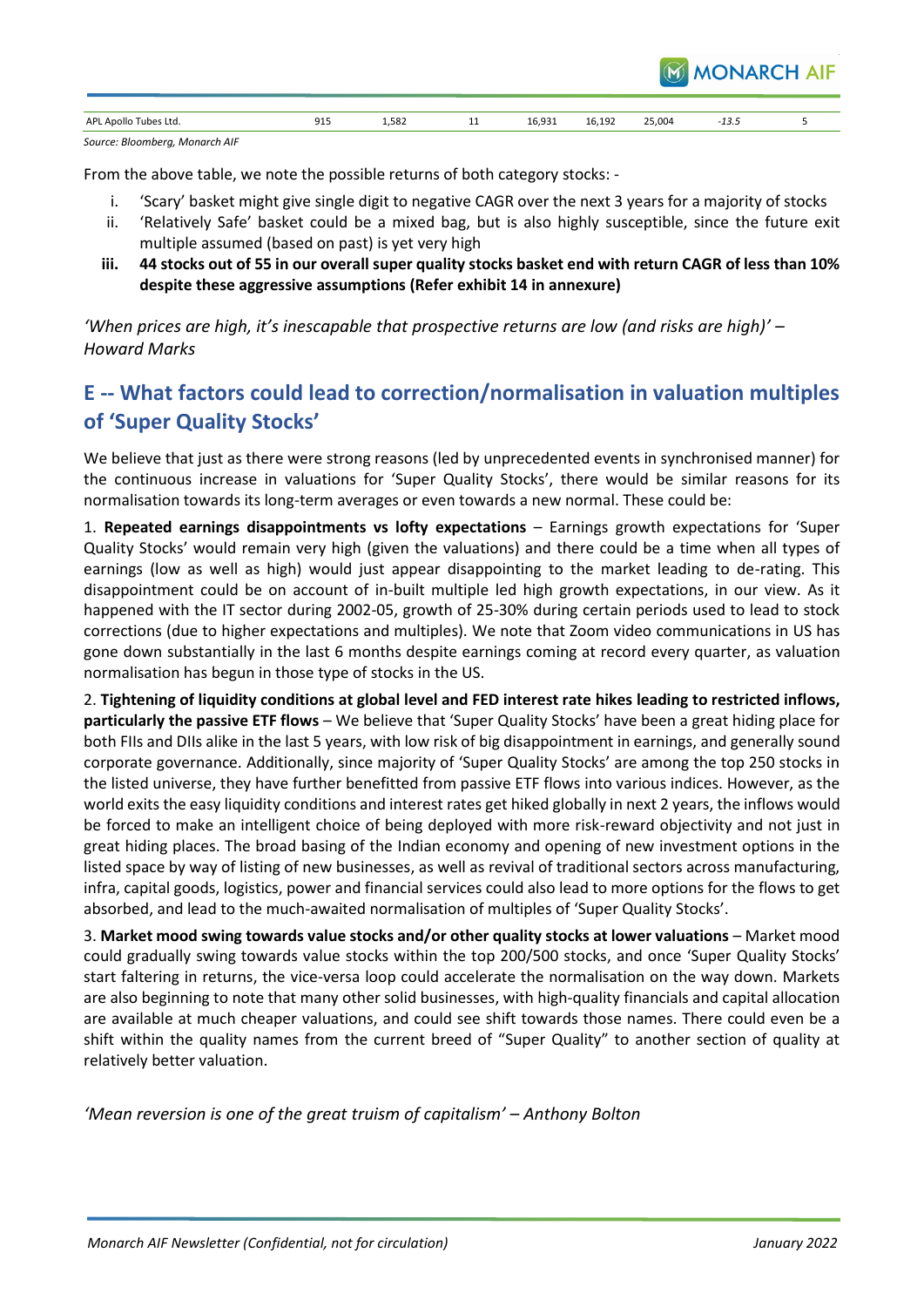| APL Apollo Tubes Ltd. | 915 | 1,582 | 11 | 16,931 | 16,192 | 25,004 | -13.5 | 5 |
|---|---|---|---|---|---|---|---|---|

*Source: Bloomberg, Monarch AIF*

From the above table, we note the possible returns of both category stocks: -

i. 'Scary' basket might give single digit to negative CAGR over the next 3 years for a majority of stocks
ii. 'Relatively Safe' basket could be a mixed bag, but is also highly susceptible, since the future exit multiple assumed (based on past) is yet very high
iii. **44 stocks out of 55 in our overall super quality stocks basket end with return CAGR of less than 10% despite these aggressive assumptions (Refer exhibit 14 in annexure)**

*'When prices are high, it's inescapable that prospective returns are low (and risks are high)' – Howard Marks*

## E -- What factors could lead to correction/normalisation in valuation multiples of 'Super Quality Stocks'

We believe that just as there were strong reasons (led by unprecedented events in synchronised manner) for the continuous increase in valuations for 'Super Quality Stocks', there would be similar reasons for its normalisation towards its long-term averages or even towards a new normal. These could be:

1. **Repeated earnings disappointments vs lofty expectations** – Earnings growth expectations for 'Super Quality Stocks' would remain very high (given the valuations) and there could be a time when all types of earnings (low as well as high) would just appear disappointing to the market leading to de-rating. This disappointment could be on account of in-built multiple led high growth expectations, in our view. As it happened with the IT sector during 2002-05, growth of 25-30% during certain periods used to lead to stock corrections (due to higher expectations and multiples). We note that Zoom video communications in US has gone down substantially in the last 6 months despite earnings coming at record every quarter, as valuation normalisation has begun in those type of stocks in the US.

2. **Tightening of liquidity conditions at global level and FED interest rate hikes leading to restricted inflows, particularly the passive ETF flows** – We believe that 'Super Quality Stocks' have been a great hiding place for both FIIs and DIIs alike in the last 5 years, with low risk of big disappointment in earnings, and generally sound corporate governance. Additionally, since majority of 'Super Quality Stocks' are among the top 250 stocks in the listed universe, they have further benefitted from passive ETF flows into various indices. However, as the world exits the easy liquidity conditions and interest rates get hiked globally in next 2 years, the inflows would be forced to make an intelligent choice of being deployed with more risk-reward objectivity and not just in great hiding places. The broad basing of the Indian economy and opening of new investment options in the listed space by way of listing of new businesses, as well as revival of traditional sectors across manufacturing, infra, capital goods, logistics, power and financial services could also lead to more options for the flows to get absorbed, and lead to the much-awaited normalisation of multiples of 'Super Quality Stocks'.

3. **Market mood swing towards value stocks and/or other quality stocks at lower valuations** – Market mood could gradually swing towards value stocks within the top 200/500 stocks, and once 'Super Quality Stocks' start faltering in returns, the vice-versa loop could accelerate the normalisation on the way down. Markets are also beginning to note that many other solid businesses, with high-quality financials and capital allocation are available at much cheaper valuations, and could see shift towards those names. There could even be a shift within the quality names from the current breed of "Super Quality" to another section of quality at relatively better valuation.

*'Mean reversion is one of the great truism of capitalism' – Anthony Bolton*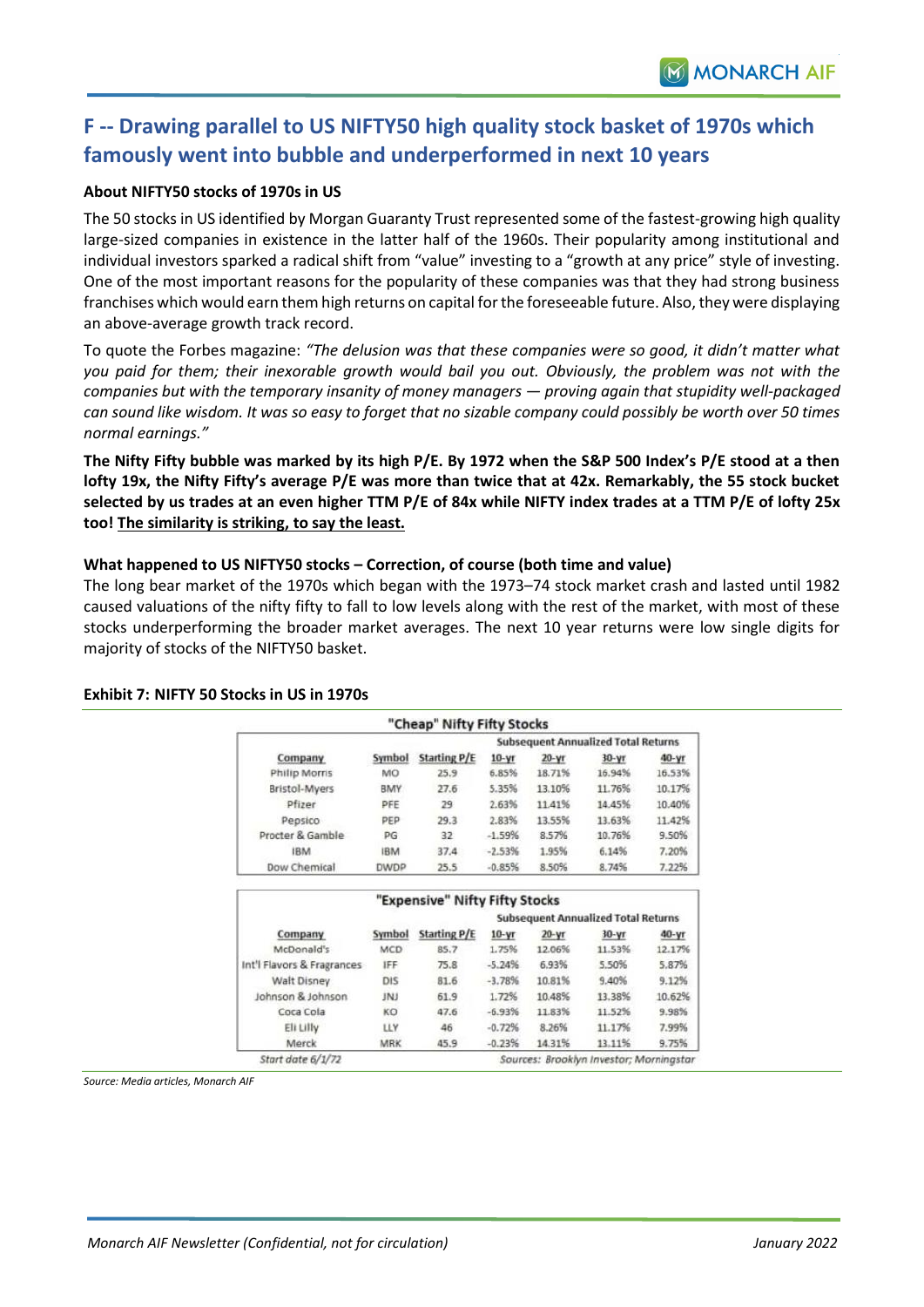## F -- Drawing parallel to US NIFTY50 high quality stock basket of 1970s which famously went into bubble and underperformed in next 10 years

**About NIFTY50 stocks of 1970s in US**

The 50 stocks in US identified by Morgan Guaranty Trust represented some of the fastest-growing high quality large-sized companies in existence in the latter half of the 1960s. Their popularity among institutional and individual investors sparked a radical shift from "value" investing to a "growth at any price" style of investing. One of the most important reasons for the popularity of these companies was that they had strong business franchises which would earn them high returns on capital for the foreseeable future. Also, they were displaying an above-average growth track record.

To quote the Forbes magazine: *"The delusion was that these companies were so good, it didn't matter what you paid for them; their inexorable growth would bail you out. Obviously, the problem was not with the companies but with the temporary insanity of money managers — proving again that stupidity well-packaged can sound like wisdom. It was so easy to forget that no sizable company could possibly be worth over 50 times normal earnings."*

**The Nifty Fifty bubble was marked by its high P/E. By 1972 when the S&P 500 Index's P/E stood at a then lofty 19x, the Nifty Fifty's average P/E was more than twice that at 42x. Remarkably, the 55 stock bucket selected by us trades at an even higher TTM P/E of 84x while NIFTY index trades at a TTM P/E of lofty 25x too! <u>The similarity is striking, to say the least.</u>**

**What happened to US NIFTY50 stocks – Correction, of course (both time and value)**

The long bear market of the 1970s which began with the 1973–74 stock market crash and lasted until 1982 caused valuations of the nifty fifty to fall to low levels along with the rest of the market, with most of these stocks underperforming the broader market averages. The next 10 year returns were low single digits for majority of stocks of the NIFTY50 basket.

**Exhibit 7: NIFTY 50 Stocks in US in 1970s**

"Cheap" Nifty Fifty Stocks

| Company | Symbol | Starting P/E | Subsequent Annualized Total Returns | | | |
|---|---|---|---|---|---|---|
| | | | 10-yr | 20-yr | 30-yr | 40-yr |
| Philip Morris | MO | 25.9 | 6.85% | 18.71% | 16.94% | 16.53% |
| Bristol-Myers | BMY | 27.6 | 5.35% | 13.10% | 11.76% | 10.17% |
| Pfizer | PFE | 29 | 2.63% | 11.41% | 14.45% | 10.40% |
| Pepsico | PEP | 29.3 | 2.83% | 13.55% | 13.63% | 11.42% |
| Procter & Gamble | PG | 32 | -1.59% | 8.57% | 10.76% | 9.50% |
| IBM | IBM | 37.4 | -2.53% | 1.95% | 6.14% | 7.20% |
| Dow Chemical | DWDP | 25.5 | -0.85% | 8.50% | 8.74% | 7.22% |

"Expensive" Nifty Fifty Stocks

| Company | Symbol | Starting P/E | Subsequent Annualized Total Returns | | | |
|---|---|---|---|---|---|---|
| | | | 10-yr | 20-yr | 30-yr | 40-yr |
| McDonald's | MCD | 85.7 | 1.75% | 12.06% | 11.53% | 12.17% |
| Int'l Flavors & Fragrances | IFF | 75.8 | -5.24% | 6.93% | 5.50% | 5.87% |
| Walt Disney | DIS | 81.6 | -3.78% | 10.81% | 9.40% | 9.12% |
| Johnson & Johnson | JNJ | 61.9 | 1.72% | 10.48% | 13.38% | 10.62% |
| Coca Cola | KO | 47.6 | -6.93% | 11.83% | 11.52% | 9.98% |
| Eli Lilly | LLY | 46 | -0.72% | 8.26% | 11.17% | 7.99% |
| Merck | MRK | 45.9 | -0.23% | 14.31% | 13.11% | 9.75% |

*Start date 6/1/72* — *Sources: Brooklyn Investor; Morningstar*

*Source: Media articles, Monarch AIF*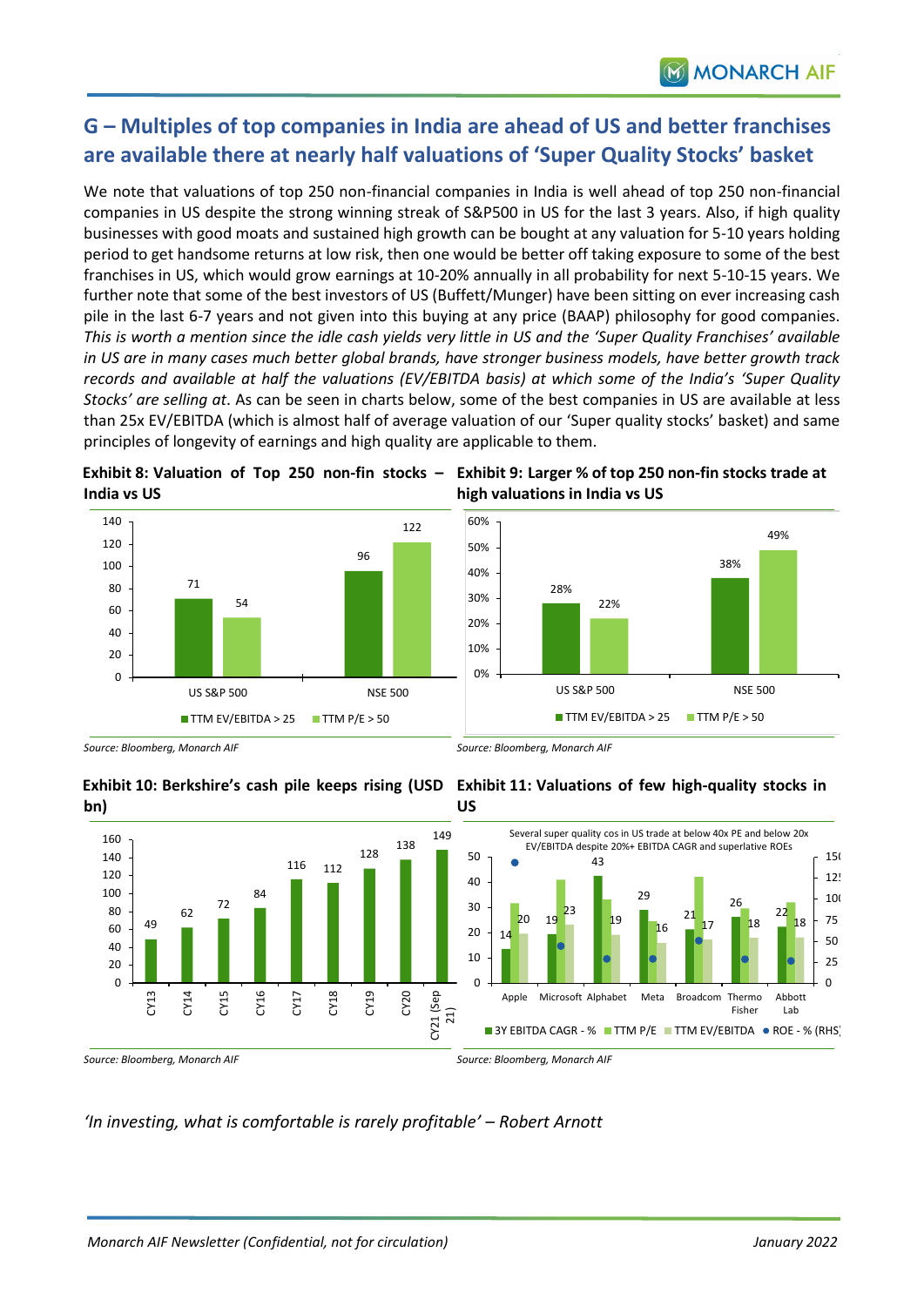## G – Multiples of top companies in India are ahead of US and better franchises are available there at nearly half valuations of 'Super Quality Stocks' basket

We note that valuations of top 250 non-financial companies in India is well ahead of top 250 non-financial companies in US despite the strong winning streak of S&P500 in US for the last 3 years. Also, if high quality businesses with good moats and sustained high growth can be bought at any valuation for 5-10 years holding period to get handsome returns at low risk, then one would be better off taking exposure to some of the best franchises in US, which would grow earnings at 10-20% annually in all probability for next 5-10-15 years. We further note that some of the best investors of US (Buffett/Munger) have been sitting on ever increasing cash pile in the last 6-7 years and not given into this buying at any price (BAAP) philosophy for good companies. *This is worth a mention since the idle cash yields very little in US and the 'Super Quality Franchises' available in US are in many cases much better global brands, have stronger business models, have better growth track records and available at half the valuations (EV/EBITDA basis) at which some of the India's 'Super Quality Stocks' are selling at*. As can be seen in charts below, some of the best companies in US are available at less than 25x EV/EBITDA (which is almost half of average valuation of our 'Super quality stocks' basket) and same principles of longevity of earnings and high quality are applicable to them.

**Exhibit 8: Valuation of Top 250 non-fin stocks – India vs US**

| | TTM EV/EBITDA > 25 | TTM P/E > 50 |
|---|---|---|
| US S&P 500 | 71 | 54 |
| NSE 500 | 96 | 122 |

*Source: Bloomberg, Monarch AIF*

**Exhibit 9: Larger % of top 250 non-fin stocks trade at high valuations in India vs US**

| | TTM EV/EBITDA > 25 | TTM P/E > 50 |
|---|---|---|
| US S&P 500 | 28% | 22% |
| NSE 500 | 38% | 49% |

*Source: Bloomberg, Monarch AIF*

**Exhibit 10: Berkshire's cash pile keeps rising (USD bn)**

| CY13 | CY14 | CY15 | CY16 | CY17 | CY18 | CY19 | CY20 | CY21 (Sep 21) |
|---|---|---|---|---|---|---|---|---|
| 49 | 62 | 72 | 84 | 116 | 112 | 128 | 138 | 149 |

*Source: Bloomberg, Monarch AIF*

**Exhibit 11: Valuations of few high-quality stocks in US**

Several super quality cos in US trade at below 40x PE and below 20x EV/EBITDA despite 20%+ EBITDA CAGR and superlative ROEs

| | 3Y EBITDA CAGR - % | TTM EV/EBITDA |
|---|---|---|
| Apple | 14 | 20 |
| Microsoft | 19 | 23 |
| Alphabet | 43 | 19 |
| Meta | 29 | 16 |
| Broadcom | 21 | 17 |
| Thermo Fisher | 26 | 18 |
| Abbott Lab | 22 | 18 |

Legend: 3Y EBITDA CAGR - %, TTM P/E, TTM EV/EBITDA, ROE - % (RHS)

*Source: Bloomberg, Monarch AIF*

*'In investing, what is comfortable is rarely profitable' – Robert Arnott*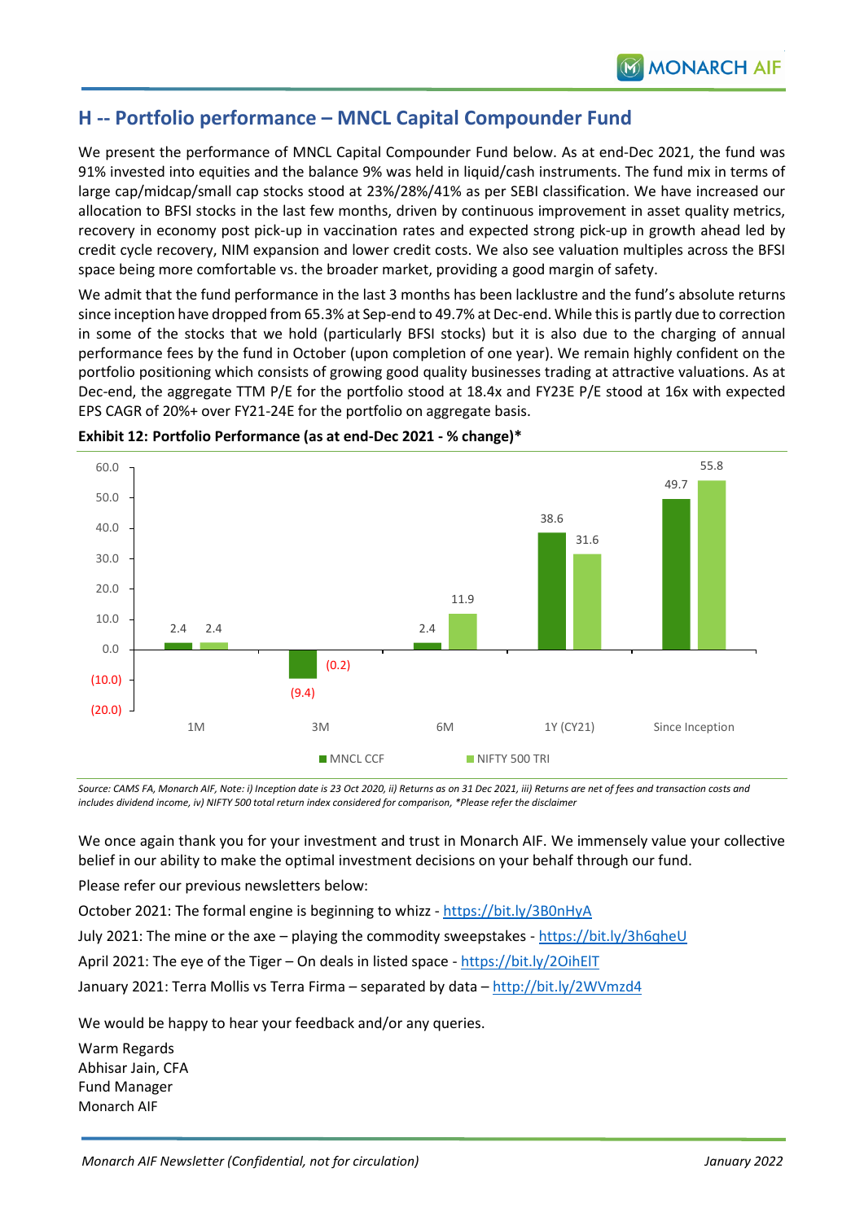## H -- Portfolio performance – MNCL Capital Compounder Fund

We present the performance of MNCL Capital Compounder Fund below. As at end-Dec 2021, the fund was 91% invested into equities and the balance 9% was held in liquid/cash instruments. The fund mix in terms of large cap/midcap/small cap stocks stood at 23%/28%/41% as per SEBI classification. We have increased our allocation to BFSI stocks in the last few months, driven by continuous improvement in asset quality metrics, recovery in economy post pick-up in vaccination rates and expected strong pick-up in growth ahead led by credit cycle recovery, NIM expansion and lower credit costs. We also see valuation multiples across the BFSI space being more comfortable vs. the broader market, providing a good margin of safety.

We admit that the fund performance in the last 3 months has been lacklustre and the fund's absolute returns since inception have dropped from 65.3% at Sep-end to 49.7% at Dec-end. While this is partly due to correction in some of the stocks that we hold (particularly BFSI stocks) but it is also due to the charging of annual performance fees by the fund in October (upon completion of one year). We remain highly confident on the portfolio positioning which consists of growing good quality businesses trading at attractive valuations. As at Dec-end, the aggregate TTM P/E for the portfolio stood at 18.4x and FY23E P/E stood at 16x with expected EPS CAGR of 20%+ over FY21-24E for the portfolio on aggregate basis.

**Exhibit 12: Portfolio Performance (as at end-Dec 2021 - % change)***

| | 1M | 3M | 6M | 1Y (CY21) | Since Inception |
|---|---|---|---|---|---|
| MNCL CCF | 2.4 | (9.4) | 2.4 | 38.6 | 49.7 |
| NIFTY 500 TRI | 2.4 | (0.2) | 11.9 | 31.6 | 55.8 |

*Source: CAMS FA, Monarch AIF, Note: i) Inception date is 23 Oct 2020, ii) Returns as on 31 Dec 2021, iii) Returns are net of fees and transaction costs and includes dividend income, iv) NIFTY 500 total return index considered for comparison, *Please refer the disclaimer*

We once again thank you for your investment and trust in Monarch AIF. We immensely value your collective belief in our ability to make the optimal investment decisions on your behalf through our fund.

Please refer our previous newsletters below:

October 2021: The formal engine is beginning to whizz - https://bit.ly/3B0nHyA

July 2021: The mine or the axe – playing the commodity sweepstakes - https://bit.ly/3h6qheU

April 2021: The eye of the Tiger – On deals in listed space - https://bit.ly/2OihElT

January 2021: Terra Mollis vs Terra Firma – separated by data – http://bit.ly/2WVmzd4

We would be happy to hear your feedback and/or any queries.

Warm Regards
Abhisar Jain, CFA
Fund Manager
Monarch AIF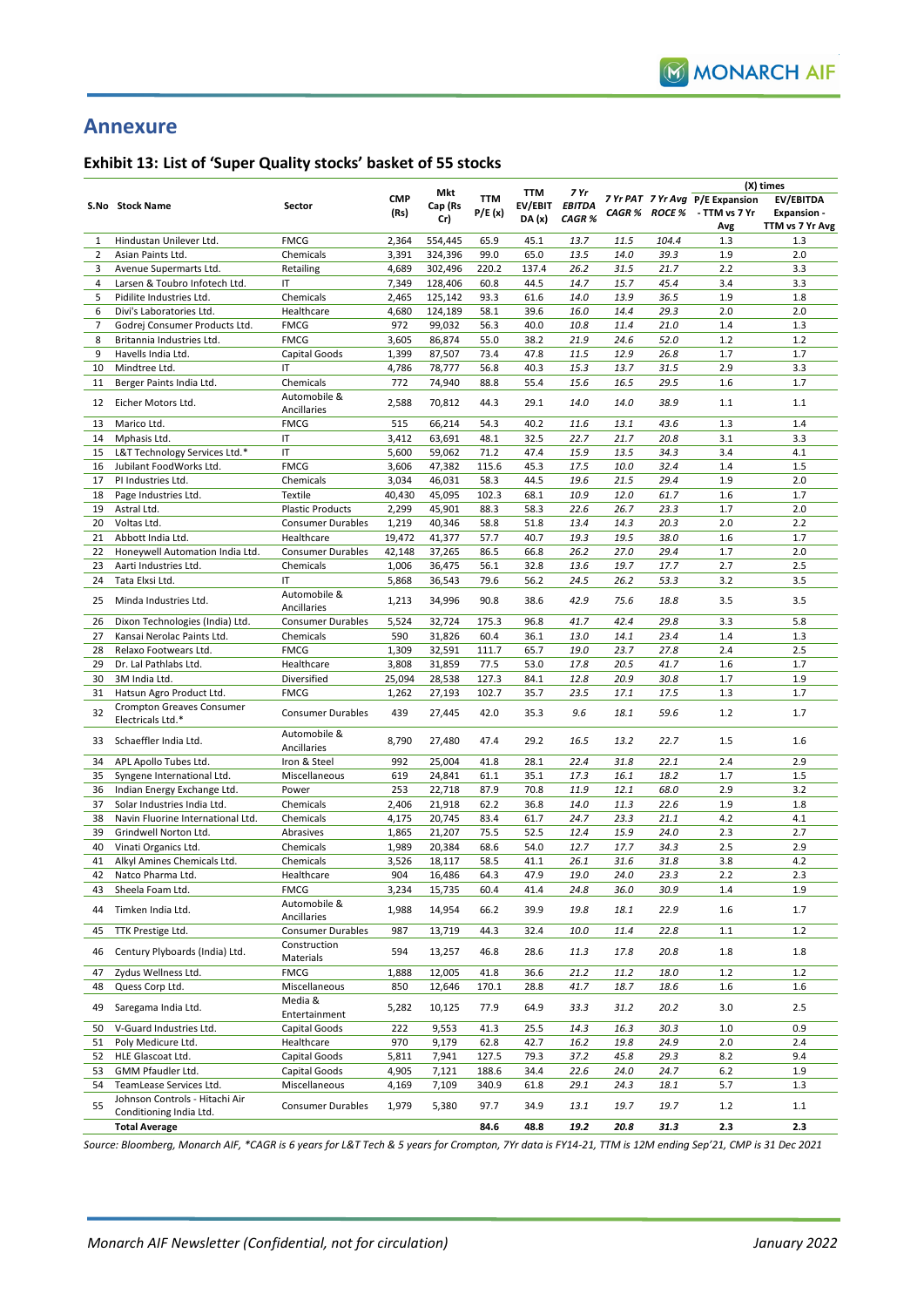# Annexure

## Exhibit 13: List of 'Super Quality stocks' basket of 55 stocks

| S.No | Stock Name | Sector | CMP (Rs) | Mkt Cap (Rs Cr) | TTM P/E (x) | TTM EV/EBITDA (x) | 7 Yr EBITDA CAGR % | 7 Yr PAT CAGR % | 7 Yr Avg ROCE % | (X) times P/E Expansion - TTM vs 7 Yr Avg | (X) times EV/EBITDA Expansion - TTM vs 7 Yr Avg |
|---|---|---|---|---|---|---|---|---|---|---|---|
| 1 | Hindustan Unilever Ltd. | FMCG | 2,364 | 554,445 | 65.9 | 45.1 | 13.7 | 11.5 | 104.4 | 1.3 | 1.3 |
| 2 | Asian Paints Ltd. | Chemicals | 3,391 | 324,396 | 99.0 | 65.0 | 13.5 | 14.0 | 39.3 | 1.9 | 2.0 |
| 3 | Avenue Supermarts Ltd. | Retailing | 4,689 | 302,496 | 220.2 | 137.4 | 26.2 | 31.5 | 21.7 | 2.2 | 3.3 |
| 4 | Larsen & Toubro Infotech Ltd. | IT | 7,349 | 128,406 | 60.8 | 44.5 | 14.7 | 15.7 | 45.4 | 3.4 | 3.3 |
| 5 | Pidilite Industries Ltd. | Chemicals | 2,465 | 125,142 | 93.3 | 61.6 | 14.0 | 13.9 | 36.5 | 1.9 | 1.8 |
| 6 | Divi's Laboratories Ltd. | Healthcare | 4,680 | 124,189 | 58.1 | 39.6 | 16.0 | 14.4 | 29.3 | 2.0 | 2.0 |
| 7 | Godrej Consumer Products Ltd. | FMCG | 972 | 99,032 | 56.3 | 40.0 | 10.8 | 11.4 | 21.0 | 1.4 | 1.3 |
| 8 | Britannia Industries Ltd. | FMCG | 3,605 | 86,874 | 55.0 | 38.2 | 21.9 | 24.6 | 52.0 | 1.2 | 1.2 |
| 9 | Havells India Ltd. | Capital Goods | 1,399 | 87,507 | 73.4 | 47.8 | 11.5 | 12.9 | 26.8 | 1.7 | 1.7 |
| 10 | Mindtree Ltd. | IT | 4,786 | 78,777 | 56.8 | 40.3 | 15.3 | 13.7 | 31.5 | 2.9 | 3.3 |
| 11 | Berger Paints India Ltd. | Chemicals | 772 | 74,940 | 88.8 | 55.4 | 15.6 | 16.5 | 29.5 | 1.6 | 1.7 |
| 12 | Eicher Motors Ltd. | Automobile & Ancillaries | 2,588 | 70,812 | 44.3 | 29.1 | 14.0 | 14.0 | 38.9 | 1.1 | 1.1 |
| 13 | Marico Ltd. | FMCG | 515 | 66,214 | 54.3 | 40.2 | 11.6 | 13.1 | 43.6 | 1.3 | 1.4 |
| 14 | Mphasis Ltd. | IT | 3,412 | 63,691 | 48.1 | 32.5 | 22.7 | 21.7 | 20.8 | 3.1 | 3.3 |
| 15 | L&T Technology Services Ltd.* | IT | 5,600 | 59,062 | 71.2 | 47.4 | 15.9 | 13.5 | 34.3 | 3.4 | 4.1 |
| 16 | Jubilant FoodWorks Ltd. | FMCG | 3,606 | 47,382 | 115.6 | 45.3 | 17.5 | 10.0 | 32.4 | 1.4 | 1.5 |
| 17 | PI Industries Ltd. | Chemicals | 3,034 | 46,031 | 58.3 | 44.5 | 19.6 | 21.5 | 29.4 | 1.9 | 2.0 |
| 18 | Page Industries Ltd. | Textile | 40,430 | 45,095 | 102.3 | 68.1 | 10.9 | 12.0 | 61.7 | 1.6 | 1.7 |
| 19 | Astral Ltd. | Plastic Products | 2,299 | 45,901 | 88.3 | 58.3 | 22.6 | 26.7 | 23.3 | 1.7 | 2.0 |
| 20 | Voltas Ltd. | Consumer Durables | 1,219 | 40,346 | 58.8 | 51.8 | 13.4 | 14.3 | 20.3 | 2.0 | 2.2 |
| 21 | Abbott India Ltd. | Healthcare | 19,472 | 41,377 | 57.7 | 40.7 | 19.3 | 19.5 | 38.0 | 1.6 | 1.7 |
| 22 | Honeywell Automation India Ltd. | Consumer Durables | 42,148 | 37,265 | 86.5 | 66.8 | 26.2 | 27.0 | 29.4 | 1.7 | 2.0 |
| 23 | Aarti Industries Ltd. | Chemicals | 1,006 | 36,475 | 56.1 | 32.8 | 13.6 | 19.7 | 17.7 | 2.7 | 2.5 |
| 24 | Tata Elxsi Ltd. | IT | 5,868 | 36,543 | 79.6 | 56.2 | 24.5 | 26.2 | 53.3 | 3.2 | 3.5 |
| 25 | Minda Industries Ltd. | Automobile & Ancillaries | 1,213 | 34,996 | 90.8 | 38.6 | 42.9 | 75.6 | 18.8 | 3.5 | 3.5 |
| 26 | Dixon Technologies (India) Ltd. | Consumer Durables | 5,524 | 32,724 | 175.3 | 96.8 | 41.7 | 42.4 | 29.8 | 3.3 | 5.8 |
| 27 | Kansai Nerolac Paints Ltd. | Chemicals | 590 | 31,826 | 60.4 | 36.1 | 13.0 | 14.1 | 23.4 | 1.4 | 1.3 |
| 28 | Relaxo Footwears Ltd. | FMCG | 1,309 | 32,591 | 111.7 | 65.7 | 19.0 | 23.7 | 27.8 | 2.4 | 2.5 |
| 29 | Dr. Lal Pathlabs Ltd. | Healthcare | 3,808 | 31,859 | 77.5 | 53.0 | 17.8 | 20.5 | 41.7 | 1.6 | 1.7 |
| 30 | 3M India Ltd. | Diversified | 25,094 | 28,538 | 127.3 | 84.1 | 12.8 | 20.9 | 30.8 | 1.7 | 1.9 |
| 31 | Hatsun Agro Product Ltd. | FMCG | 1,262 | 27,193 | 102.7 | 35.7 | 23.5 | 17.1 | 17.5 | 1.3 | 1.7 |
| 32 | Crompton Greaves Consumer Electricals Ltd.* | Consumer Durables | 439 | 27,445 | 42.0 | 35.3 | 9.6 | 18.1 | 59.6 | 1.2 | 1.7 |
| 33 | Schaeffler India Ltd. | Automobile & Ancillaries | 8,790 | 27,480 | 47.4 | 29.2 | 16.5 | 13.2 | 22.7 | 1.5 | 1.6 |
| 34 | APL Apollo Tubes Ltd. | Iron & Steel | 992 | 25,004 | 41.8 | 28.1 | 22.4 | 31.8 | 22.1 | 2.4 | 2.9 |
| 35 | Syngene International Ltd. | Miscellaneous | 619 | 24,841 | 61.1 | 35.1 | 17.3 | 16.1 | 18.2 | 1.7 | 1.5 |
| 36 | Indian Energy Exchange Ltd. | Power | 253 | 22,718 | 87.9 | 70.8 | 11.9 | 12.1 | 68.0 | 2.9 | 3.2 |
| 37 | Solar Industries India Ltd. | Chemicals | 2,406 | 21,918 | 62.2 | 36.8 | 14.0 | 11.3 | 22.6 | 1.9 | 1.8 |
| 38 | Navin Fluorine International Ltd. | Chemicals | 4,175 | 20,745 | 83.4 | 61.7 | 24.7 | 23.3 | 21.1 | 4.2 | 4.1 |
| 39 | Grindwell Norton Ltd. | Abrasives | 1,865 | 21,207 | 75.5 | 52.5 | 12.4 | 15.9 | 24.0 | 2.3 | 2.7 |
| 40 | Vinati Organics Ltd. | Chemicals | 1,989 | 20,384 | 68.6 | 54.0 | 12.7 | 17.7 | 34.3 | 2.5 | 2.9 |
| 41 | Alkyl Amines Chemicals Ltd. | Chemicals | 3,526 | 18,117 | 58.5 | 41.1 | 26.1 | 31.6 | 31.8 | 3.8 | 4.2 |
| 42 | Natco Pharma Ltd. | Healthcare | 904 | 16,486 | 64.3 | 47.9 | 19.0 | 24.0 | 23.3 | 2.2 | 2.3 |
| 43 | Sheela Foam Ltd. | FMCG | 3,234 | 15,735 | 60.4 | 41.4 | 24.8 | 36.0 | 30.9 | 1.4 | 1.9 |
| 44 | Timken India Ltd. | Automobile & Ancillaries | 1,988 | 14,954 | 66.2 | 39.9 | 19.8 | 18.1 | 22.9 | 1.6 | 1.7 |
| 45 | TTK Prestige Ltd. | Consumer Durables | 987 | 13,719 | 44.3 | 32.4 | 10.0 | 11.4 | 22.8 | 1.1 | 1.2 |
| 46 | Century Plyboards (India) Ltd. | Construction Materials | 594 | 13,257 | 46.8 | 28.6 | 11.3 | 17.8 | 20.8 | 1.8 | 1.8 |
| 47 | Zydus Wellness Ltd. | FMCG | 1,888 | 12,005 | 41.8 | 36.6 | 21.2 | 11.2 | 18.0 | 1.2 | 1.2 |
| 48 | Quess Corp Ltd. | Miscellaneous | 850 | 12,646 | 170.1 | 28.8 | 41.7 | 18.7 | 18.6 | 1.6 | 1.6 |
| 49 | Saregama India Ltd. | Media & Entertainment | 5,282 | 10,125 | 77.9 | 64.9 | 33.3 | 31.2 | 20.2 | 3.0 | 2.5 |
| 50 | V-Guard Industries Ltd. | Capital Goods | 222 | 9,553 | 41.3 | 25.5 | 14.3 | 16.3 | 30.3 | 1.0 | 0.9 |
| 51 | Poly Medicure Ltd. | Healthcare | 970 | 9,179 | 62.8 | 42.7 | 16.2 | 19.8 | 24.9 | 2.0 | 2.4 |
| 52 | HLE Glascoat Ltd. | Capital Goods | 5,811 | 7,941 | 127.5 | 79.3 | 37.2 | 45.8 | 29.3 | 8.2 | 9.4 |
| 53 | GMM Pfaudler Ltd. | Capital Goods | 4,905 | 7,121 | 188.6 | 34.4 | 22.6 | 24.0 | 24.7 | 6.2 | 1.9 |
| 54 | TeamLease Services Ltd. | Miscellaneous | 4,169 | 7,109 | 340.9 | 61.8 | 29.1 | 24.3 | 18.1 | 5.7 | 1.3 |
| 55 | Johnson Controls - Hitachi Air Conditioning India Ltd. | Consumer Durables | 1,979 | 5,380 | 97.7 | 34.9 | 13.1 | 19.7 | 19.7 | 1.2 | 1.1 |
| | **Total Average** | | | | **84.6** | **48.8** | **19.2** | **20.8** | **31.3** | **2.3** | **2.3** |

*Source: Bloomberg, Monarch AIF, *CAGR is 6 years for L&T Tech & 5 years for Crompton, 7Yr data is FY14-21, TTM is 12M ending Sep'21, CMP is 31 Dec 2021*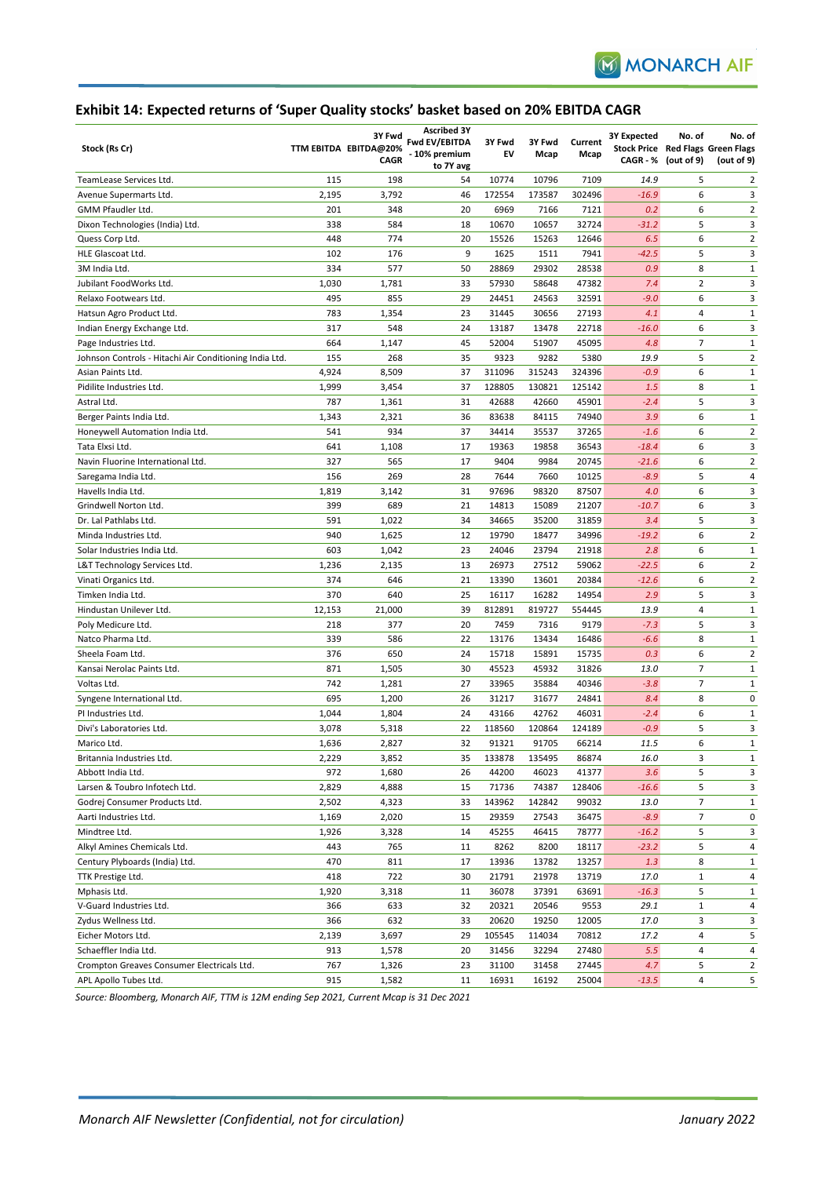## Exhibit 14: Expected returns of 'Super Quality stocks' basket based on 20% EBITDA CAGR

| Stock (Rs Cr) | TTM EBITDA | 3Y Fwd EBITDA@20% CAGR | Ascribed 3Y Fwd EV/EBITDA - 10% premium to 7Y avg | 3Y Fwd EV | 3Y Fwd Mcap | Current Mcap | 3Y Expected Stock Price CAGR - % | No. of Red Flags (out of 9) | No. of Green Flags (out of 9) |
|---|---|---|---|---|---|---|---|---|---|
| TeamLease Services Ltd. | 115 | 198 | 54 | 10774 | 10796 | 7109 | 14.9 | 5 | 2 |
| Avenue Supermarts Ltd. | 2,195 | 3,792 | 46 | 172554 | 173587 | 302496 | -16.9 | 6 | 3 |
| GMM Pfaudler Ltd. | 201 | 348 | 20 | 6969 | 7166 | 7121 | 0.2 | 6 | 2 |
| Dixon Technologies (India) Ltd. | 338 | 584 | 18 | 10670 | 10657 | 32724 | -31.2 | 5 | 3 |
| Quess Corp Ltd. | 448 | 774 | 20 | 15526 | 15263 | 12646 | 6.5 | 6 | 2 |
| HLE Glascoat Ltd. | 102 | 176 | 9 | 1625 | 1511 | 7941 | -42.5 | 5 | 3 |
| 3M India Ltd. | 334 | 577 | 50 | 28869 | 29302 | 28538 | 0.9 | 8 | 1 |
| Jubilant FoodWorks Ltd. | 1,030 | 1,781 | 33 | 57930 | 58648 | 47382 | 7.4 | 2 | 3 |
| Relaxo Footwears Ltd. | 495 | 855 | 29 | 24451 | 24563 | 32591 | -9.0 | 6 | 3 |
| Hatsun Agro Product Ltd. | 783 | 1,354 | 23 | 31445 | 30656 | 27193 | 4.1 | 4 | 1 |
| Indian Energy Exchange Ltd. | 317 | 548 | 24 | 13187 | 13478 | 22718 | -16.0 | 6 | 3 |
| Page Industries Ltd. | 664 | 1,147 | 45 | 52004 | 51907 | 45095 | 4.8 | 7 | 1 |
| Johnson Controls - Hitachi Air Conditioning India Ltd. | 155 | 268 | 35 | 9323 | 9282 | 5380 | 19.9 | 5 | 2 |
| Asian Paints Ltd. | 4,924 | 8,509 | 37 | 311096 | 315243 | 324396 | -0.9 | 6 | 1 |
| Pidilite Industries Ltd. | 1,999 | 3,454 | 37 | 128805 | 130821 | 125142 | 1.5 | 8 | 1 |
| Astral Ltd. | 787 | 1,361 | 31 | 42688 | 42660 | 45901 | -2.4 | 5 | 3 |
| Berger Paints India Ltd. | 1,343 | 2,321 | 36 | 83638 | 84115 | 74940 | 3.9 | 6 | 1 |
| Honeywell Automation India Ltd. | 541 | 934 | 37 | 34414 | 35537 | 37265 | -1.6 | 6 | 2 |
| Tata Elxsi Ltd. | 641 | 1,108 | 17 | 19363 | 19858 | 36543 | -18.4 | 6 | 3 |
| Navin Fluorine International Ltd. | 327 | 565 | 17 | 9404 | 9984 | 20745 | -21.6 | 6 | 2 |
| Saregama India Ltd. | 156 | 269 | 28 | 7644 | 7660 | 10125 | -8.9 | 5 | 4 |
| Havells India Ltd. | 1,819 | 3,142 | 31 | 97696 | 98320 | 87507 | 4.0 | 6 | 3 |
| Grindwell Norton Ltd. | 399 | 689 | 21 | 14813 | 15089 | 21207 | -10.7 | 6 | 3 |
| Dr. Lal Pathlabs Ltd. | 591 | 1,022 | 34 | 34665 | 35200 | 31859 | 3.4 | 5 | 3 |
| Minda Industries Ltd. | 940 | 1,625 | 12 | 19790 | 18477 | 34996 | -19.2 | 6 | 2 |
| Solar Industries India Ltd. | 603 | 1,042 | 23 | 24046 | 23794 | 21918 | 2.8 | 6 | 1 |
| L&T Technology Services Ltd. | 1,236 | 2,135 | 13 | 26973 | 27512 | 59062 | -22.5 | 6 | 2 |
| Vinati Organics Ltd. | 374 | 646 | 21 | 13390 | 13601 | 20384 | -12.6 | 6 | 2 |
| Timken India Ltd. | 370 | 640 | 25 | 16117 | 16282 | 14954 | 2.9 | 5 | 3 |
| Hindustan Unilever Ltd. | 12,153 | 21,000 | 39 | 812891 | 819727 | 554445 | 13.9 | 4 | 1 |
| Poly Medicure Ltd. | 218 | 377 | 20 | 7459 | 7316 | 9179 | -7.3 | 5 | 3 |
| Natco Pharma Ltd. | 339 | 586 | 22 | 13176 | 13434 | 16486 | -6.6 | 8 | 1 |
| Sheela Foam Ltd. | 376 | 650 | 24 | 15718 | 15891 | 15735 | 0.3 | 6 | 2 |
| Kansai Nerolac Paints Ltd. | 871 | 1,505 | 30 | 45523 | 45932 | 31826 | 13.0 | 7 | 1 |
| Voltas Ltd. | 742 | 1,281 | 27 | 33965 | 35884 | 40346 | -3.8 | 7 | 1 |
| Syngene International Ltd. | 695 | 1,200 | 26 | 31217 | 31677 | 24841 | 8.4 | 8 | 0 |
| PI Industries Ltd. | 1,044 | 1,804 | 24 | 43166 | 42762 | 46031 | -2.4 | 6 | 1 |
| Divi's Laboratories Ltd. | 3,078 | 5,318 | 22 | 118560 | 120864 | 124189 | -0.9 | 5 | 3 |
| Marico Ltd. | 1,636 | 2,827 | 32 | 91321 | 91705 | 66214 | 11.5 | 6 | 1 |
| Britannia Industries Ltd. | 2,229 | 3,852 | 35 | 133878 | 135495 | 86874 | 16.0 | 3 | 1 |
| Abbott India Ltd. | 972 | 1,680 | 26 | 44200 | 46023 | 41377 | 3.6 | 5 | 3 |
| Larsen & Toubro Infotech Ltd. | 2,829 | 4,888 | 15 | 71736 | 74387 | 128406 | -16.6 | 5 | 3 |
| Godrej Consumer Products Ltd. | 2,502 | 4,323 | 33 | 143962 | 142842 | 99032 | 13.0 | 7 | 1 |
| Aarti Industries Ltd. | 1,169 | 2,020 | 15 | 29359 | 27543 | 36475 | -8.9 | 7 | 0 |
| Mindtree Ltd. | 1,926 | 3,328 | 14 | 45255 | 46415 | 78777 | -16.2 | 5 | 3 |
| Alkyl Amines Chemicals Ltd. | 443 | 765 | 11 | 8262 | 8200 | 18117 | -23.2 | 5 | 4 |
| Century Plyboards (India) Ltd. | 470 | 811 | 17 | 13936 | 13782 | 13257 | 1.3 | 8 | 1 |
| TTK Prestige Ltd. | 418 | 722 | 30 | 21791 | 21978 | 13719 | 17.0 | 1 | 4 |
| Mphasis Ltd. | 1,920 | 3,318 | 11 | 36078 | 37391 | 63691 | -16.3 | 5 | 1 |
| V-Guard Industries Ltd. | 366 | 633 | 32 | 20321 | 20546 | 9553 | 29.1 | 1 | 4 |
| Zydus Wellness Ltd. | 366 | 632 | 33 | 20620 | 19250 | 12005 | 17.0 | 3 | 3 |
| Eicher Motors Ltd. | 2,139 | 3,697 | 29 | 105545 | 114034 | 70812 | 17.2 | 4 | 5 |
| Schaeffler India Ltd. | 913 | 1,578 | 20 | 31456 | 32294 | 27480 | 5.5 | 4 | 4 |
| Crompton Greaves Consumer Electricals Ltd. | 767 | 1,326 | 23 | 31100 | 31458 | 27445 | 4.7 | 5 | 2 |
| APL Apollo Tubes Ltd. | 915 | 1,582 | 11 | 16931 | 16192 | 25004 | -13.5 | 4 | 5 |

*Source: Bloomberg, Monarch AIF, TTM is 12M ending Sep 2021, Current Mcap is 31 Dec 2021*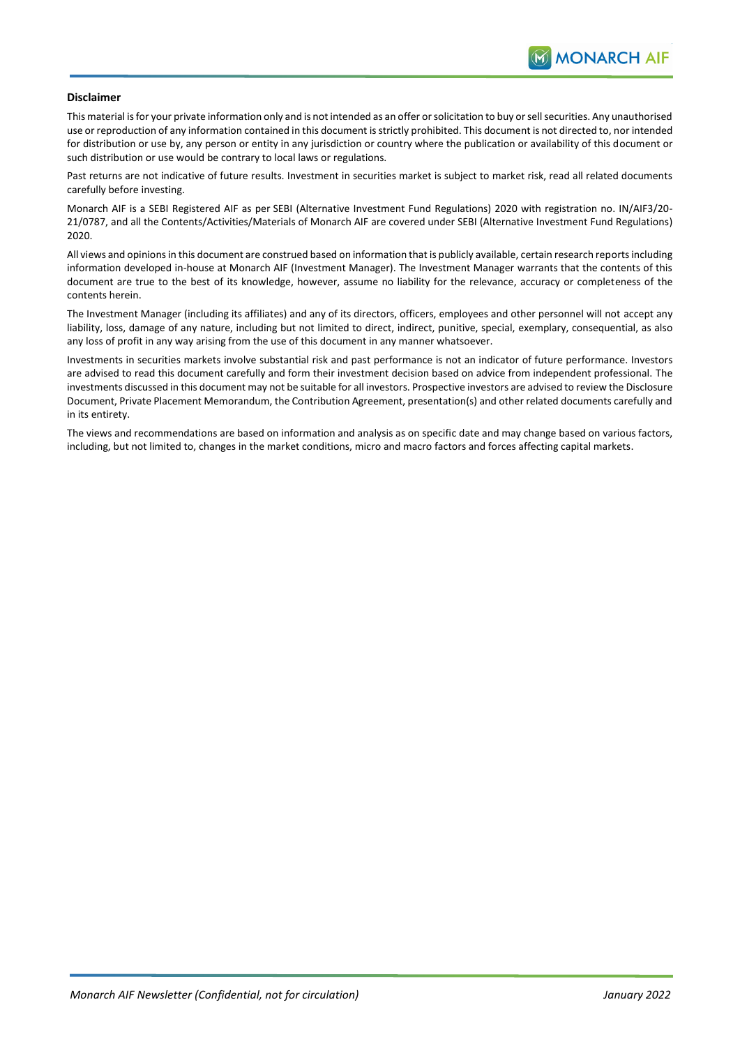**Disclaimer**

This material is for your private information only and is not intended as an offer or solicitation to buy or sell securities. Any unauthorised use or reproduction of any information contained in this document is strictly prohibited. This document is not directed to, nor intended for distribution or use by, any person or entity in any jurisdiction or country where the publication or availability of this document or such distribution or use would be contrary to local laws or regulations.

Past returns are not indicative of future results. Investment in securities market is subject to market risk, read all related documents carefully before investing.

Monarch AIF is a SEBI Registered AIF as per SEBI (Alternative Investment Fund Regulations) 2020 with registration no. IN/AIF3/20-21/0787, and all the Contents/Activities/Materials of Monarch AIF are covered under SEBI (Alternative Investment Fund Regulations) 2020.

All views and opinions in this document are construed based on information that is publicly available, certain research reports including information developed in-house at Monarch AIF (Investment Manager). The Investment Manager warrants that the contents of this document are true to the best of its knowledge, however, assume no liability for the relevance, accuracy or completeness of the contents herein.

The Investment Manager (including its affiliates) and any of its directors, officers, employees and other personnel will not accept any liability, loss, damage of any nature, including but not limited to direct, indirect, punitive, special, exemplary, consequential, as also any loss of profit in any way arising from the use of this document in any manner whatsoever.

Investments in securities markets involve substantial risk and past performance is not an indicator of future performance. Investors are advised to read this document carefully and form their investment decision based on advice from independent professional. The investments discussed in this document may not be suitable for all investors. Prospective investors are advised to review the Disclosure Document, Private Placement Memorandum, the Contribution Agreement, presentation(s) and other related documents carefully and in its entirety.

The views and recommendations are based on information and analysis as on specific date and may change based on various factors, including, but not limited to, changes in the market conditions, micro and macro factors and forces affecting capital markets.